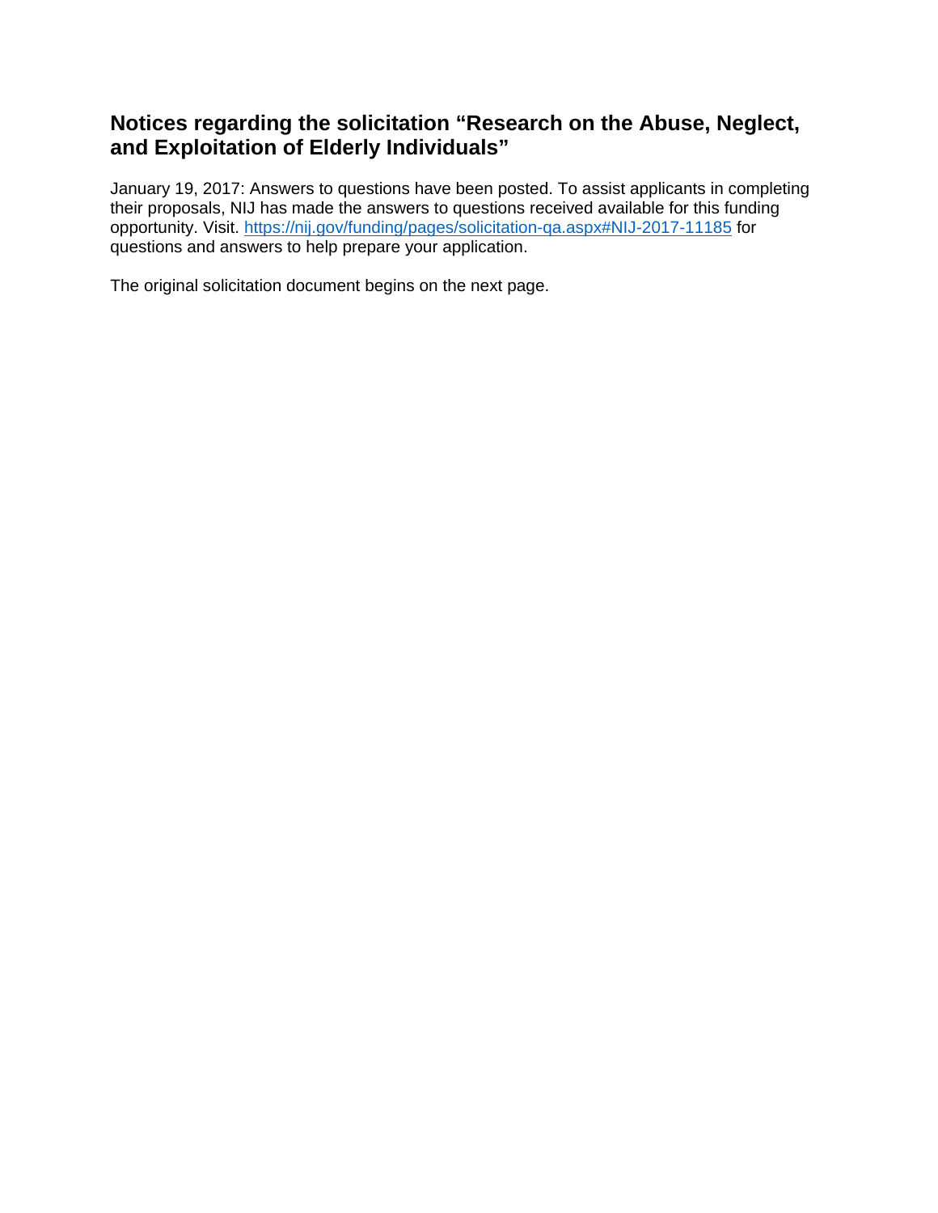# Notices regarding the solicitation “Research on the Abuse, Neglect, and Exploitation of Elderly Individuals”

January 19, 2017: Answers to questions have been posted. To assist applicants in completing their proposals, NIJ has made the answers to questions received available for this funding opportunity. Visit. [https://nij.gov/funding/pages/solicitation-qa.aspx#NIJ-2017-11185](https://nij.gov/funding/pages/solicitation-qa.aspx#NIJ-2017-11185) for questions and answers to help prepare your application.

The original solicitation document begins on the next page.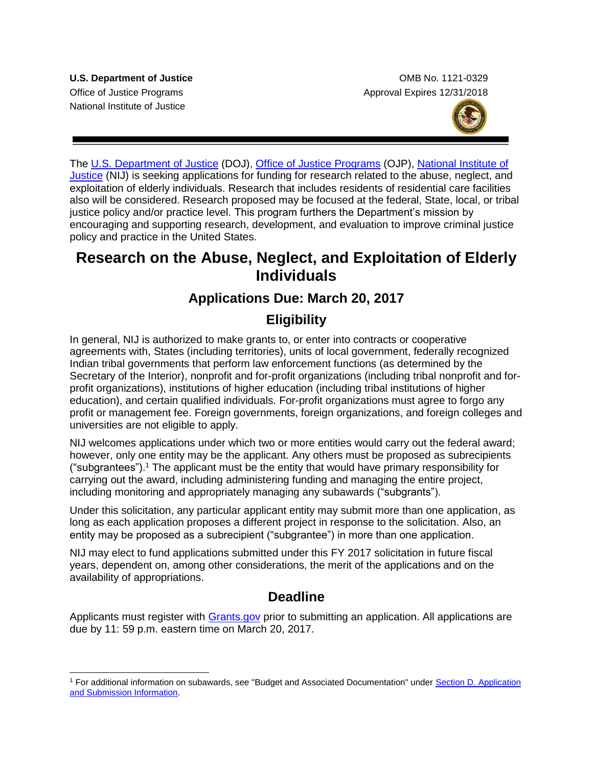**U.S. Department of Justice**
Office of Justice Programs
National Institute of Justice

OMB No. 1121-0329
Approval Expires 12/31/2018

The U.S. Department of Justice (DOJ), Office of Justice Programs (OJP), National Institute of Justice (NIJ) is seeking applications for funding for research related to the abuse, neglect, and exploitation of elderly individuals. Research that includes residents of residential care facilities also will be considered. Research proposed may be focused at the federal, State, local, or tribal justice policy and/or practice level. This program furthers the Department's mission by encouraging and supporting research, development, and evaluation to improve criminal justice policy and practice in the United States.

# Research on the Abuse, Neglect, and Exploitation of Elderly Individuals

## Applications Due: March 20, 2017

## Eligibility

In general, NIJ is authorized to make grants to, or enter into contracts or cooperative agreements with, States (including territories), units of local government, federally recognized Indian tribal governments that perform law enforcement functions (as determined by the Secretary of the Interior), nonprofit and for-profit organizations (including tribal nonprofit and for-profit organizations), institutions of higher education (including tribal institutions of higher education), and certain qualified individuals. For-profit organizations must agree to forgo any profit or management fee. Foreign governments, foreign organizations, and foreign colleges and universities are not eligible to apply.

NIJ welcomes applications under which two or more entities would carry out the federal award; however, only one entity may be the applicant. Any others must be proposed as subrecipients ("subgrantees").[1] The applicant must be the entity that would have primary responsibility for carrying out the award, including administering funding and managing the entire project, including monitoring and appropriately managing any subawards ("subgrants").

Under this solicitation, any particular applicant entity may submit more than one application, as long as each application proposes a different project in response to the solicitation. Also, an entity may be proposed as a subrecipient ("subgrantee") in more than one application.

NIJ may elect to fund applications submitted under this FY 2017 solicitation in future fiscal years, dependent on, among other considerations, the merit of the applications and on the availability of appropriations.

## Deadline

Applicants must register with Grants.gov prior to submitting an application. All applications are due by 11: 59 p.m. eastern time on March 20, 2017.

[1] For additional information on subawards, see "Budget and Associated Documentation" under Section D. Application and Submission Information.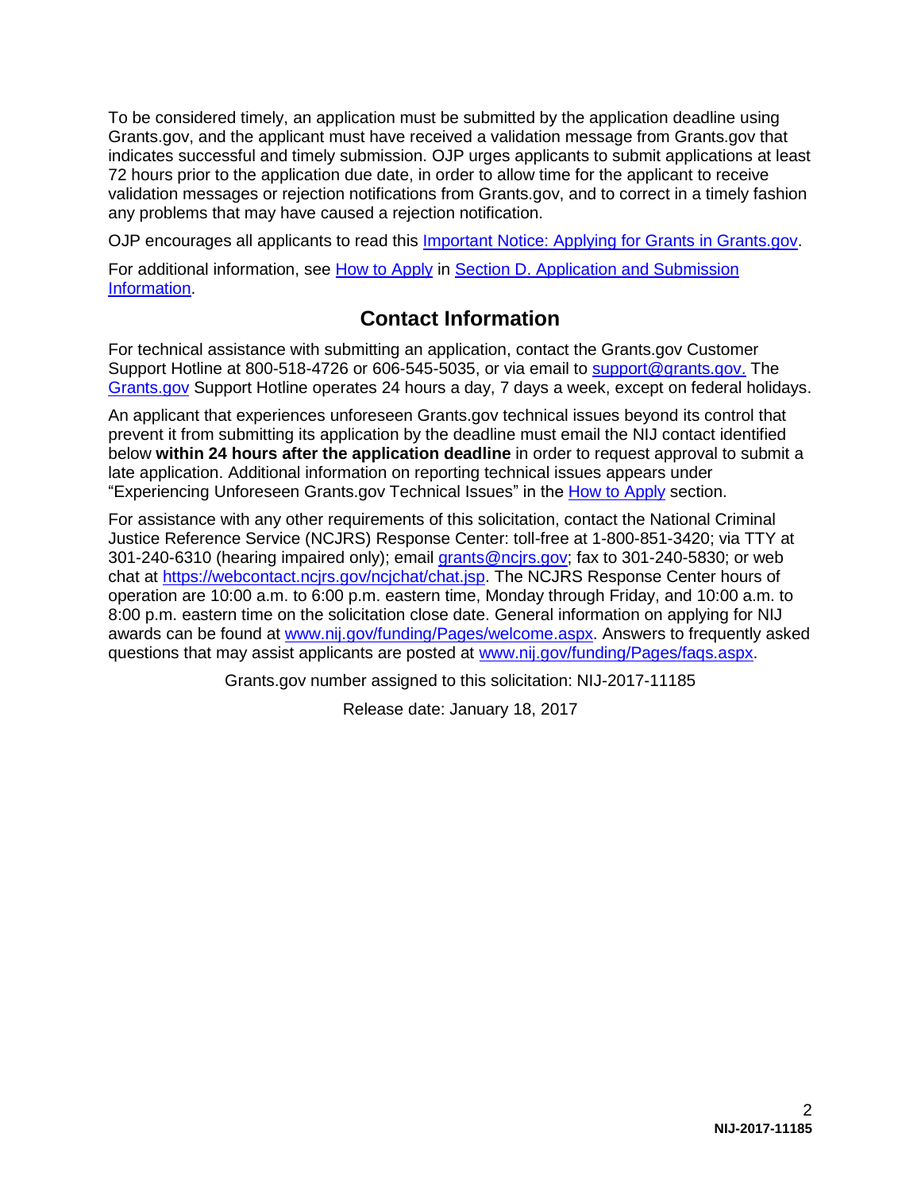To be considered timely, an application must be submitted by the application deadline using Grants.gov, and the applicant must have received a validation message from Grants.gov that indicates successful and timely submission. OJP urges applicants to submit applications at least 72 hours prior to the application due date, in order to allow time for the applicant to receive validation messages or rejection notifications from Grants.gov, and to correct in a timely fashion any problems that may have caused a rejection notification.

OJP encourages all applicants to read this [Important Notice: Applying for Grants in Grants.gov](#).

For additional information, see [How to Apply](#) in [Section D. Application and Submission Information](#).

## Contact Information

For technical assistance with submitting an application, contact the Grants.gov Customer Support Hotline at 800-518-4726 or 606-545-5035, or via email to [support@grants.gov.](mailto:support@grants.gov) The [Grants.gov](#) Support Hotline operates 24 hours a day, 7 days a week, except on federal holidays.

An applicant that experiences unforeseen Grants.gov technical issues beyond its control that prevent it from submitting its application by the deadline must email the NIJ contact identified below **within 24 hours after the application deadline** in order to request approval to submit a late application. Additional information on reporting technical issues appears under "Experiencing Unforeseen Grants.gov Technical Issues" in the [How to Apply](#) section.

For assistance with any other requirements of this solicitation, contact the National Criminal Justice Reference Service (NCJRS) Response Center: toll-free at 1-800-851-3420; via TTY at 301-240-6310 (hearing impaired only); email [grants@ncjrs.gov](mailto:grants@ncjrs.gov); fax to 301-240-5830; or web chat at [https://webcontact.ncjrs.gov/ncjchat/chat.jsp](https://webcontact.ncjrs.gov/ncjchat/chat.jsp). The NCJRS Response Center hours of operation are 10:00 a.m. to 6:00 p.m. eastern time, Monday through Friday, and 10:00 a.m. to 8:00 p.m. eastern time on the solicitation close date. General information on applying for NIJ awards can be found at [www.nij.gov/funding/Pages/welcome.aspx](http://www.nij.gov/funding/Pages/welcome.aspx). Answers to frequently asked questions that may assist applicants are posted at [www.nij.gov/funding/Pages/faqs.aspx](http://www.nij.gov/funding/Pages/faqs.aspx).

Grants.gov number assigned to this solicitation: NIJ-2017-11185

Release date: January 18, 2017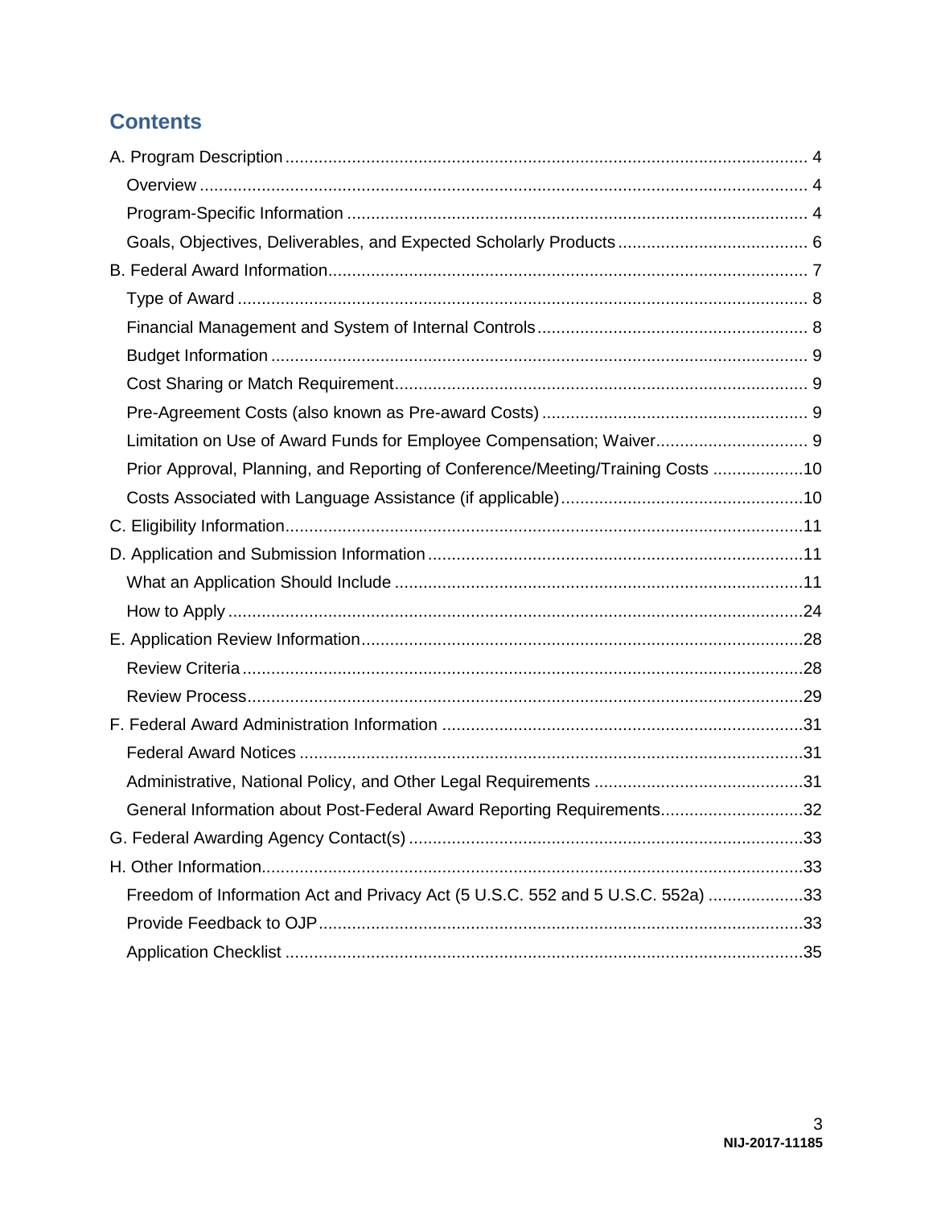## Contents

A. Program Description ... 4
- Overview ... 4
- Program-Specific Information ... 4
- Goals, Objectives, Deliverables, and Expected Scholarly Products ... 6

B. Federal Award Information ... 7
- Type of Award ... 8
- Financial Management and System of Internal Controls ... 8
- Budget Information ... 9
- Cost Sharing or Match Requirement ... 9
- Pre-Agreement Costs (also known as Pre-award Costs) ... 9
- Limitation on Use of Award Funds for Employee Compensation; Waiver ... 9
- Prior Approval, Planning, and Reporting of Conference/Meeting/Training Costs ... 10
- Costs Associated with Language Assistance (if applicable) ... 10

C. Eligibility Information ... 11

D. Application and Submission Information ... 11
- What an Application Should Include ... 11
- How to Apply ... 24

E. Application Review Information ... 28
- Review Criteria ... 28
- Review Process ... 29

F. Federal Award Administration Information ... 31
- Federal Award Notices ... 31
- Administrative, National Policy, and Other Legal Requirements ... 31
- General Information about Post-Federal Award Reporting Requirements ... 32

G. Federal Awarding Agency Contact(s) ... 33

H. Other Information ... 33
- Freedom of Information Act and Privacy Act (5 U.S.C. 552 and 5 U.S.C. 552a) ... 33
- Provide Feedback to OJP ... 33
- Application Checklist ... 35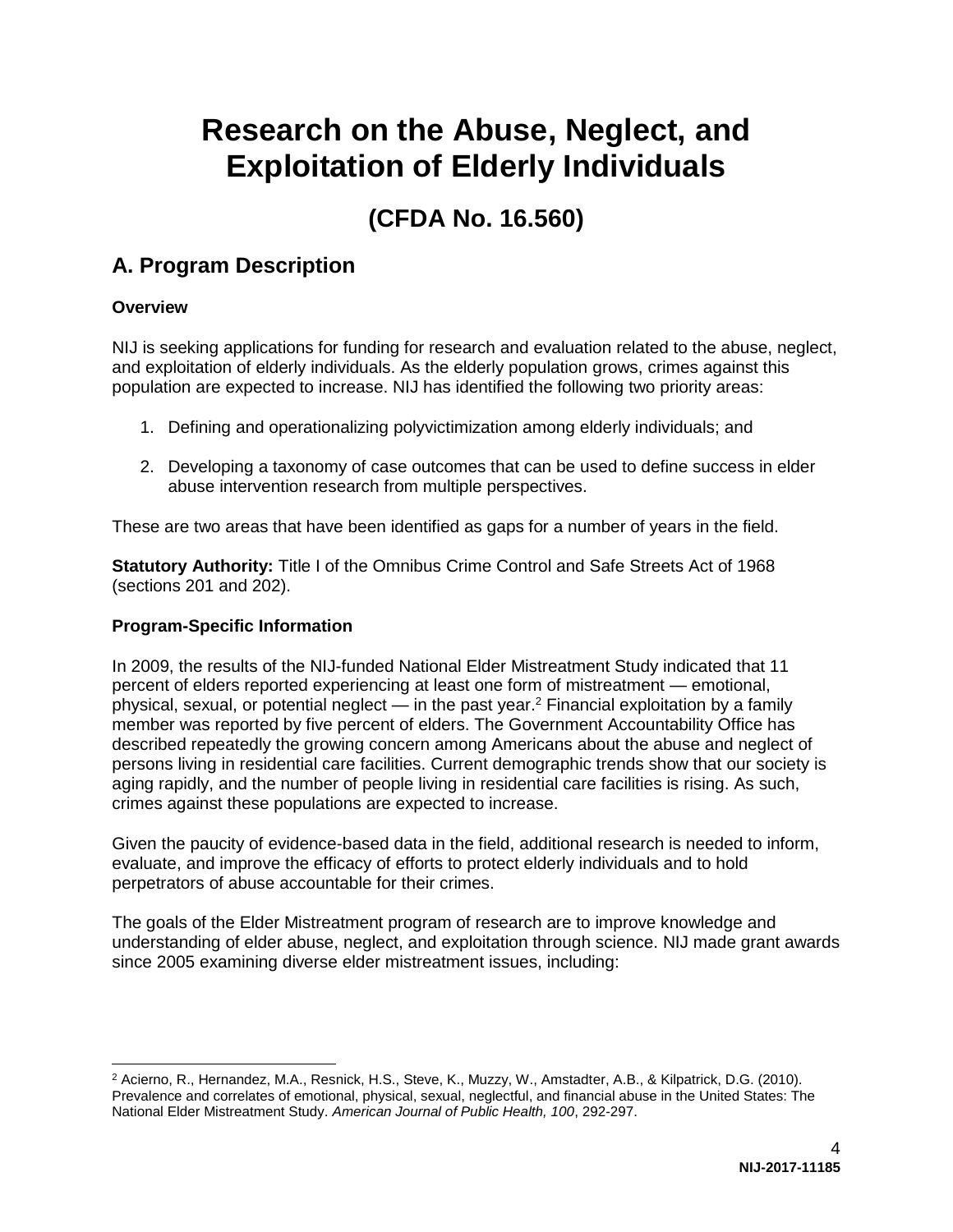# Research on the Abuse, Neglect, and Exploitation of Elderly Individuals

## (CFDA No. 16.560)

## A. Program Description

### Overview

NIJ is seeking applications for funding for research and evaluation related to the abuse, neglect, and exploitation of elderly individuals. As the elderly population grows, crimes against this population are expected to increase. NIJ has identified the following two priority areas:

1. Defining and operationalizing polyvictimization among elderly individuals; and

2. Developing a taxonomy of case outcomes that can be used to define success in elder abuse intervention research from multiple perspectives.

These are two areas that have been identified as gaps for a number of years in the field.

**Statutory Authority:** Title I of the Omnibus Crime Control and Safe Streets Act of 1968 (sections 201 and 202).

### Program-Specific Information

In 2009, the results of the NIJ-funded National Elder Mistreatment Study indicated that 11 percent of elders reported experiencing at least one form of mistreatment — emotional, physical, sexual, or potential neglect — in the past year.[2] Financial exploitation by a family member was reported by five percent of elders. The Government Accountability Office has described repeatedly the growing concern among Americans about the abuse and neglect of persons living in residential care facilities. Current demographic trends show that our society is aging rapidly, and the number of people living in residential care facilities is rising. As such, crimes against these populations are expected to increase.

Given the paucity of evidence-based data in the field, additional research is needed to inform, evaluate, and improve the efficacy of efforts to protect elderly individuals and to hold perpetrators of abuse accountable for their crimes.

The goals of the Elder Mistreatment program of research are to improve knowledge and understanding of elder abuse, neglect, and exploitation through science. NIJ made grant awards since 2005 examining diverse elder mistreatment issues, including:

---

[2] Acierno, R., Hernandez, M.A., Resnick, H.S., Steve, K., Muzzy, W., Amstadter, A.B., & Kilpatrick, D.G. (2010). Prevalence and correlates of emotional, physical, sexual, neglectful, and financial abuse in the United States: The National Elder Mistreatment Study. *American Journal of Public Health, 100*, 292-297.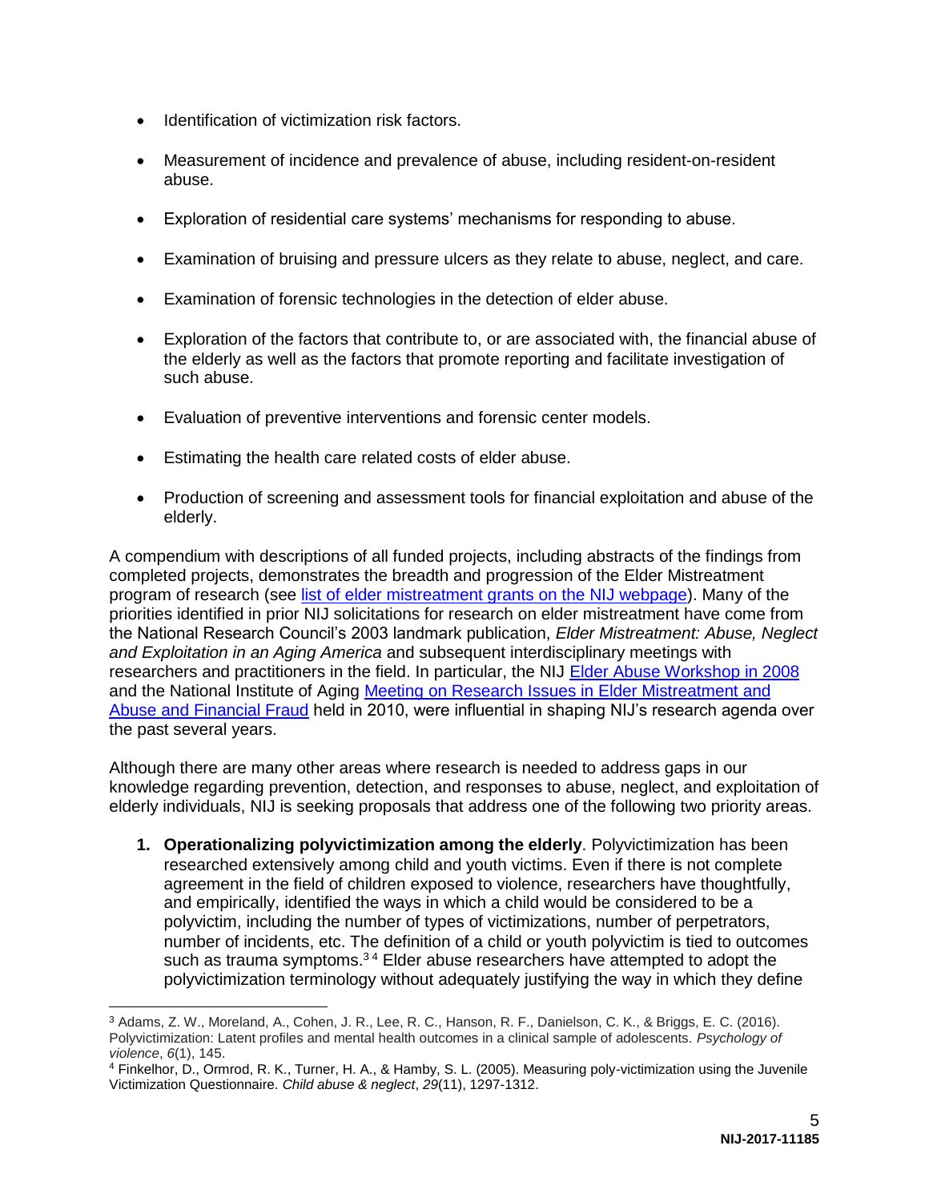- Identification of victimization risk factors.
- Measurement of incidence and prevalence of abuse, including resident-on-resident abuse.
- Exploration of residential care systems' mechanisms for responding to abuse.
- Examination of bruising and pressure ulcers as they relate to abuse, neglect, and care.
- Examination of forensic technologies in the detection of elder abuse.
- Exploration of the factors that contribute to, or are associated with, the financial abuse of the elderly as well as the factors that promote reporting and facilitate investigation of such abuse.
- Evaluation of preventive interventions and forensic center models.
- Estimating the health care related costs of elder abuse.
- Production of screening and assessment tools for financial exploitation and abuse of the elderly.

A compendium with descriptions of all funded projects, including abstracts of the findings from completed projects, demonstrates the breadth and progression of the Elder Mistreatment program of research (see list of elder mistreatment grants on the NIJ webpage). Many of the priorities identified in prior NIJ solicitations for research on elder mistreatment have come from the National Research Council's 2003 landmark publication, *Elder Mistreatment: Abuse, Neglect and Exploitation in an Aging America* and subsequent interdisciplinary meetings with researchers and practitioners in the field. In particular, the NIJ Elder Abuse Workshop in 2008 and the National Institute of Aging Meeting on Research Issues in Elder Mistreatment and Abuse and Financial Fraud held in 2010, were influential in shaping NIJ's research agenda over the past several years.

Although there are many other areas where research is needed to address gaps in our knowledge regarding prevention, detection, and responses to abuse, neglect, and exploitation of elderly individuals, NIJ is seeking proposals that address one of the following two priority areas.

1. **Operationalizing polyvictimization among the elderly**. Polyvictimization has been researched extensively among child and youth victims. Even if there is not complete agreement in the field of children exposed to violence, researchers have thoughtfully, and empirically, identified the ways in which a child would be considered to be a polyvictim, including the number of types of victimizations, number of perpetrators, number of incidents, etc. The definition of a child or youth polyvictim is tied to outcomes such as trauma symptoms.[3][4] Elder abuse researchers have attempted to adopt the polyvictimization terminology without adequately justifying the way in which they define

---

[3] Adams, Z. W., Moreland, A., Cohen, J. R., Lee, R. C., Hanson, R. F., Danielson, C. K., & Briggs, E. C. (2016). Polyvictimization: Latent profiles and mental health outcomes in a clinical sample of adolescents. *Psychology of violence*, *6*(1), 145.

[4] Finkelhor, D., Ormrod, R. K., Turner, H. A., & Hamby, S. L. (2005). Measuring poly-victimization using the Juvenile Victimization Questionnaire. *Child abuse & neglect*, *29*(11), 1297-1312.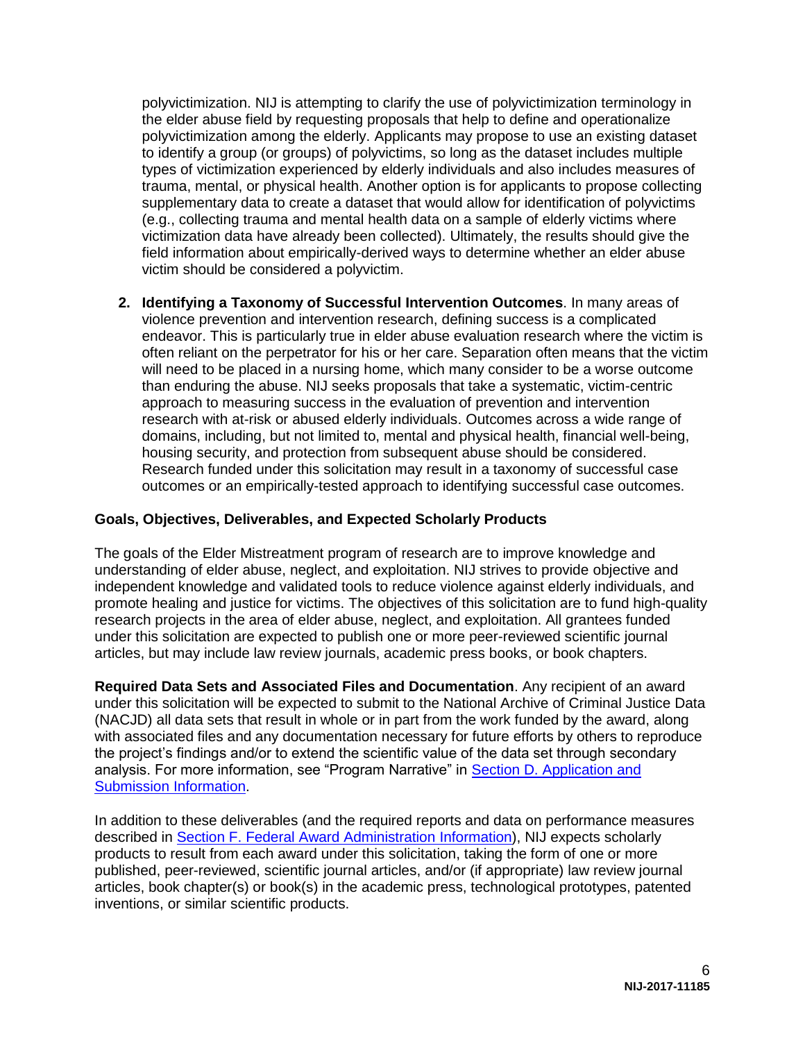polyvictimization. NIJ is attempting to clarify the use of polyvictimization terminology in the elder abuse field by requesting proposals that help to define and operationalize polyvictimization among the elderly. Applicants may propose to use an existing dataset to identify a group (or groups) of polyvictims, so long as the dataset includes multiple types of victimization experienced by elderly individuals and also includes measures of trauma, mental, or physical health. Another option is for applicants to propose collecting supplementary data to create a dataset that would allow for identification of polyvictims (e.g., collecting trauma and mental health data on a sample of elderly victims where victimization data have already been collected). Ultimately, the results should give the field information about empirically-derived ways to determine whether an elder abuse victim should be considered a polyvictim.

2. **Identifying a Taxonomy of Successful Intervention Outcomes**. In many areas of violence prevention and intervention research, defining success is a complicated endeavor. This is particularly true in elder abuse evaluation research where the victim is often reliant on the perpetrator for his or her care. Separation often means that the victim will need to be placed in a nursing home, which many consider to be a worse outcome than enduring the abuse. NIJ seeks proposals that take a systematic, victim-centric approach to measuring success in the evaluation of prevention and intervention research with at-risk or abused elderly individuals. Outcomes across a wide range of domains, including, but not limited to, mental and physical health, financial well-being, housing security, and protection from subsequent abuse should be considered. Research funded under this solicitation may result in a taxonomy of successful case outcomes or an empirically-tested approach to identifying successful case outcomes.

**Goals, Objectives, Deliverables, and Expected Scholarly Products**

The goals of the Elder Mistreatment program of research are to improve knowledge and understanding of elder abuse, neglect, and exploitation. NIJ strives to provide objective and independent knowledge and validated tools to reduce violence against elderly individuals, and promote healing and justice for victims. The objectives of this solicitation are to fund high-quality research projects in the area of elder abuse, neglect, and exploitation. All grantees funded under this solicitation are expected to publish one or more peer-reviewed scientific journal articles, but may include law review journals, academic press books, or book chapters.

**Required Data Sets and Associated Files and Documentation**. Any recipient of an award under this solicitation will be expected to submit to the National Archive of Criminal Justice Data (NACJD) all data sets that result in whole or in part from the work funded by the award, along with associated files and any documentation necessary for future efforts by others to reproduce the project's findings and/or to extend the scientific value of the data set through secondary analysis. For more information, see "Program Narrative" in Section D. Application and Submission Information.

In addition to these deliverables (and the required reports and data on performance measures described in Section F. Federal Award Administration Information), NIJ expects scholarly products to result from each award under this solicitation, taking the form of one or more published, peer-reviewed, scientific journal articles, and/or (if appropriate) law review journal articles, book chapter(s) or book(s) in the academic press, technological prototypes, patented inventions, or similar scientific products.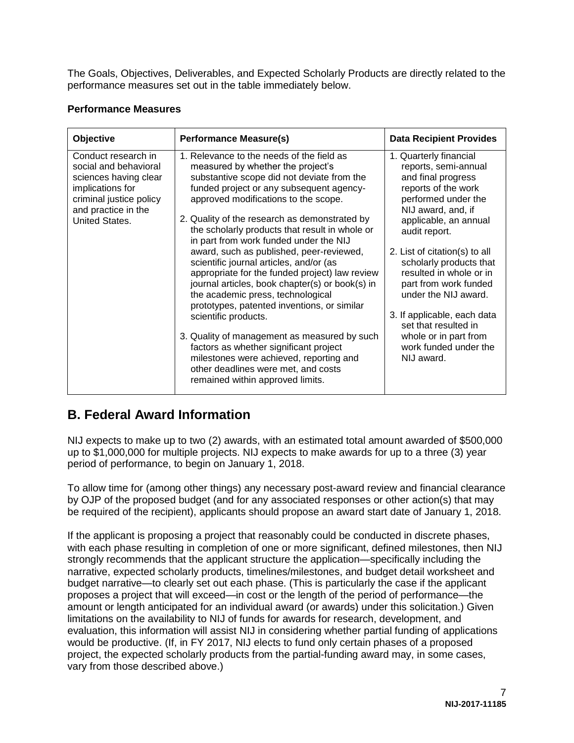The Goals, Objectives, Deliverables, and Expected Scholarly Products are directly related to the performance measures set out in the table immediately below.

**Performance Measures**

| Objective | Performance Measure(s) | Data Recipient Provides |
|---|---|---|
| Conduct research in social and behavioral sciences having clear implications for criminal justice policy and practice in the United States. | 1. Relevance to the needs of the field as measured by whether the project's substantive scope did not deviate from the funded project or any subsequent agency-approved modifications to the scope.<br><br>2. Quality of the research as demonstrated by the scholarly products that result in whole or in part from work funded under the NIJ award, such as published, peer-reviewed, scientific journal articles, and/or (as appropriate for the funded project) law review journal articles, book chapter(s) or book(s) in the academic press, technological prototypes, patented inventions, or similar scientific products.<br><br>3. Quality of management as measured by such factors as whether significant project milestones were achieved, reporting and other deadlines were met, and costs remained within approved limits. | 1. Quarterly financial reports, semi-annual and final progress reports of the work performed under the NIJ award, and, if applicable, an annual audit report.<br><br>2. List of citation(s) to all scholarly products that resulted in whole or in part from work funded under the NIJ award.<br><br>3. If applicable, each data set that resulted in whole or in part from work funded under the NIJ award. |

## B. Federal Award Information

NIJ expects to make up to two (2) awards, with an estimated total amount awarded of $500,000 up to $1,000,000 for multiple projects. NIJ expects to make awards for up to a three (3) year period of performance, to begin on January 1, 2018.

To allow time for (among other things) any necessary post-award review and financial clearance by OJP of the proposed budget (and for any associated responses or other action(s) that may be required of the recipient), applicants should propose an award start date of January 1, 2018.

If the applicant is proposing a project that reasonably could be conducted in discrete phases, with each phase resulting in completion of one or more significant, defined milestones, then NIJ strongly recommends that the applicant structure the application—specifically including the narrative, expected scholarly products, timelines/milestones, and budget detail worksheet and budget narrative—to clearly set out each phase. (This is particularly the case if the applicant proposes a project that will exceed—in cost or the length of the period of performance—the amount or length anticipated for an individual award (or awards) under this solicitation.) Given limitations on the availability to NIJ of funds for awards for research, development, and evaluation, this information will assist NIJ in considering whether partial funding of applications would be productive. (If, in FY 2017, NIJ elects to fund only certain phases of a proposed project, the expected scholarly products from the partial-funding award may, in some cases, vary from those described above.)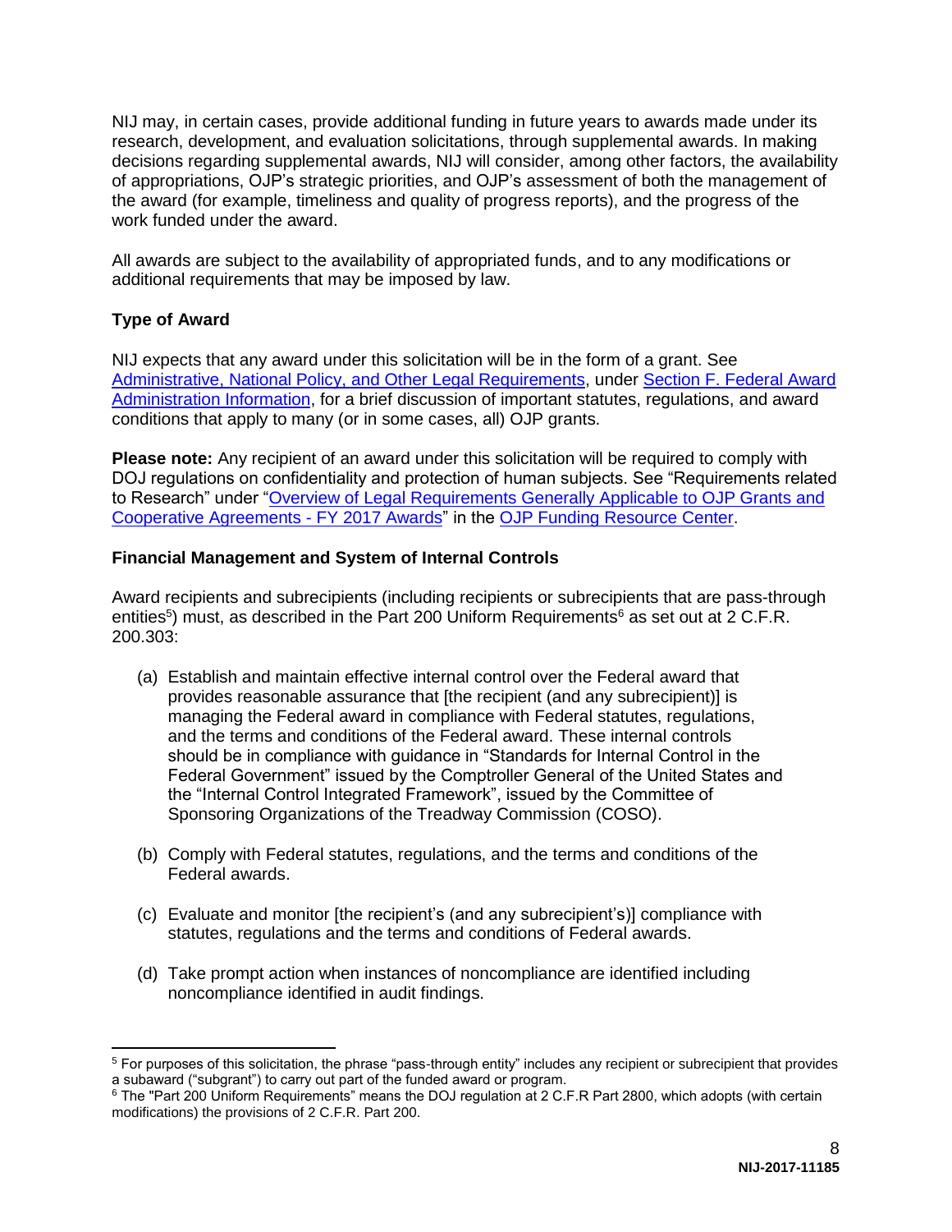NIJ may, in certain cases, provide additional funding in future years to awards made under its research, development, and evaluation solicitations, through supplemental awards. In making decisions regarding supplemental awards, NIJ will consider, among other factors, the availability of appropriations, OJP's strategic priorities, and OJP's assessment of both the management of the award (for example, timeliness and quality of progress reports), and the progress of the work funded under the award.

All awards are subject to the availability of appropriated funds, and to any modifications or additional requirements that may be imposed by law.

### Type of Award

NIJ expects that any award under this solicitation will be in the form of a grant. See Administrative, National Policy, and Other Legal Requirements, under Section F. Federal Award Administration Information, for a brief discussion of important statutes, regulations, and award conditions that apply to many (or in some cases, all) OJP grants.

**Please note:** Any recipient of an award under this solicitation will be required to comply with DOJ regulations on confidentiality and protection of human subjects. See "Requirements related to Research" under "Overview of Legal Requirements Generally Applicable to OJP Grants and Cooperative Agreements - FY 2017 Awards" in the OJP Funding Resource Center.

### Financial Management and System of Internal Controls

Award recipients and subrecipients (including recipients or subrecipients that are pass-through entities[5]) must, as described in the Part 200 Uniform Requirements[6] as set out at 2 C.F.R. 200.303:

(a) Establish and maintain effective internal control over the Federal award that provides reasonable assurance that [the recipient (and any subrecipient)] is managing the Federal award in compliance with Federal statutes, regulations, and the terms and conditions of the Federal award. These internal controls should be in compliance with guidance in "Standards for Internal Control in the Federal Government" issued by the Comptroller General of the United States and the "Internal Control Integrated Framework", issued by the Committee of Sponsoring Organizations of the Treadway Commission (COSO).

(b) Comply with Federal statutes, regulations, and the terms and conditions of the Federal awards.

(c) Evaluate and monitor [the recipient's (and any subrecipient's)] compliance with statutes, regulations and the terms and conditions of Federal awards.

(d) Take prompt action when instances of noncompliance are identified including noncompliance identified in audit findings.

---

[5] For purposes of this solicitation, the phrase "pass-through entity" includes any recipient or subrecipient that provides a subaward ("subgrant") to carry out part of the funded award or program.

[6] The "Part 200 Uniform Requirements" means the DOJ regulation at 2 C.F.R Part 2800, which adopts (with certain modifications) the provisions of 2 C.F.R. Part 200.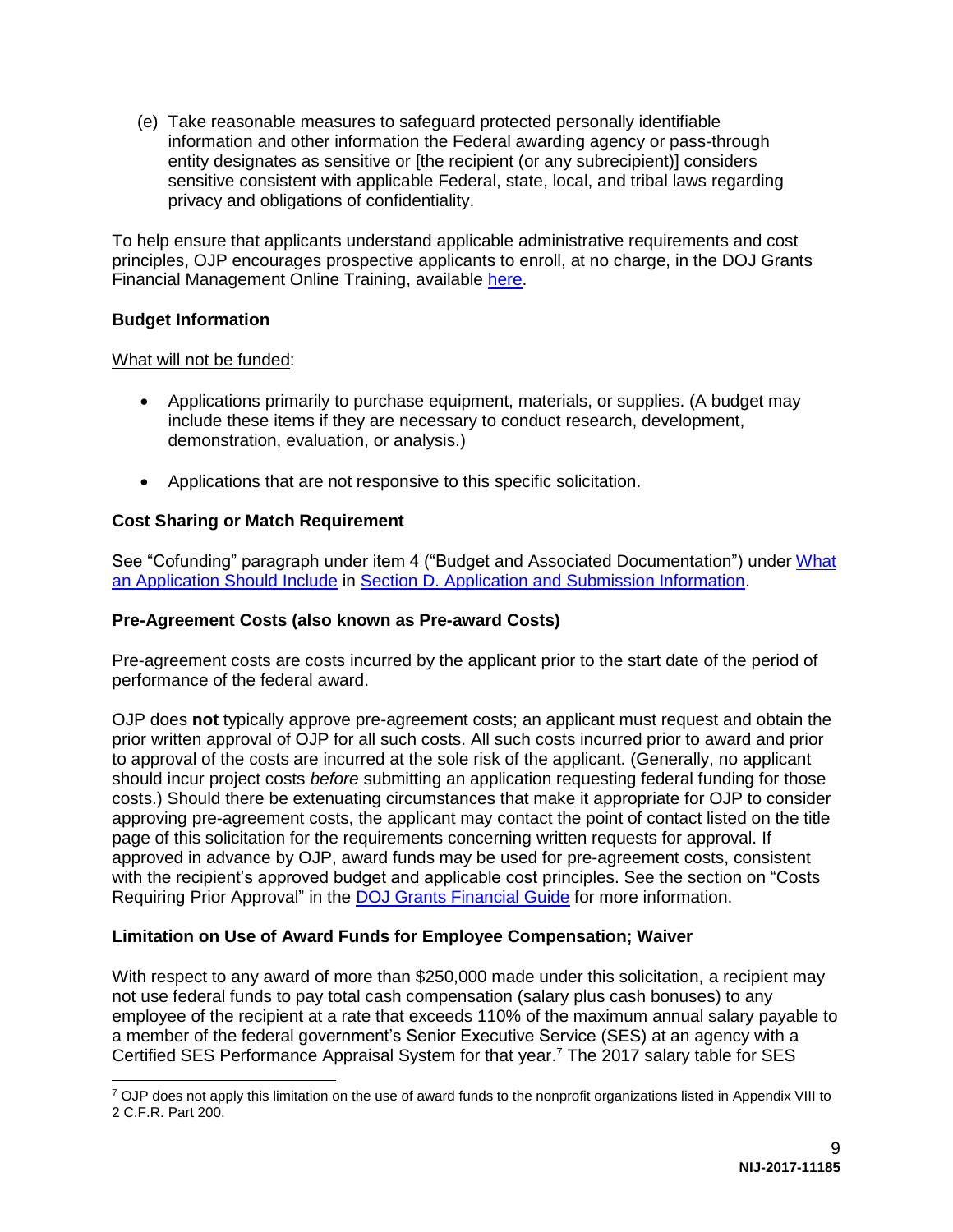(e) Take reasonable measures to safeguard protected personally identifiable information and other information the Federal awarding agency or pass-through entity designates as sensitive or [the recipient (or any subrecipient)] considers sensitive consistent with applicable Federal, state, local, and tribal laws regarding privacy and obligations of confidentiality.

To help ensure that applicants understand applicable administrative requirements and cost principles, OJP encourages prospective applicants to enroll, at no charge, in the DOJ Grants Financial Management Online Training, available here.

**Budget Information**

What will not be funded:

- Applications primarily to purchase equipment, materials, or supplies. (A budget may include these items if they are necessary to conduct research, development, demonstration, evaluation, or analysis.)
- Applications that are not responsive to this specific solicitation.

**Cost Sharing or Match Requirement**

See "Cofunding" paragraph under item 4 ("Budget and Associated Documentation") under What an Application Should Include in Section D. Application and Submission Information.

**Pre-Agreement Costs (also known as Pre-award Costs)**

Pre-agreement costs are costs incurred by the applicant prior to the start date of the period of performance of the federal award.

OJP does **not** typically approve pre-agreement costs; an applicant must request and obtain the prior written approval of OJP for all such costs. All such costs incurred prior to award and prior to approval of the costs are incurred at the sole risk of the applicant. (Generally, no applicant should incur project costs *before* submitting an application requesting federal funding for those costs.) Should there be extenuating circumstances that make it appropriate for OJP to consider approving pre-agreement costs, the applicant may contact the point of contact listed on the title page of this solicitation for the requirements concerning written requests for approval. If approved in advance by OJP, award funds may be used for pre-agreement costs, consistent with the recipient's approved budget and applicable cost principles. See the section on "Costs Requiring Prior Approval" in the DOJ Grants Financial Guide for more information.

**Limitation on Use of Award Funds for Employee Compensation; Waiver**

With respect to any award of more than $250,000 made under this solicitation, a recipient may not use federal funds to pay total cash compensation (salary plus cash bonuses) to any employee of the recipient at a rate that exceeds 110% of the maximum annual salary payable to a member of the federal government's Senior Executive Service (SES) at an agency with a Certified SES Performance Appraisal System for that year.[7] The 2017 salary table for SES

[7] OJP does not apply this limitation on the use of award funds to the nonprofit organizations listed in Appendix VIII to 2 C.F.R. Part 200.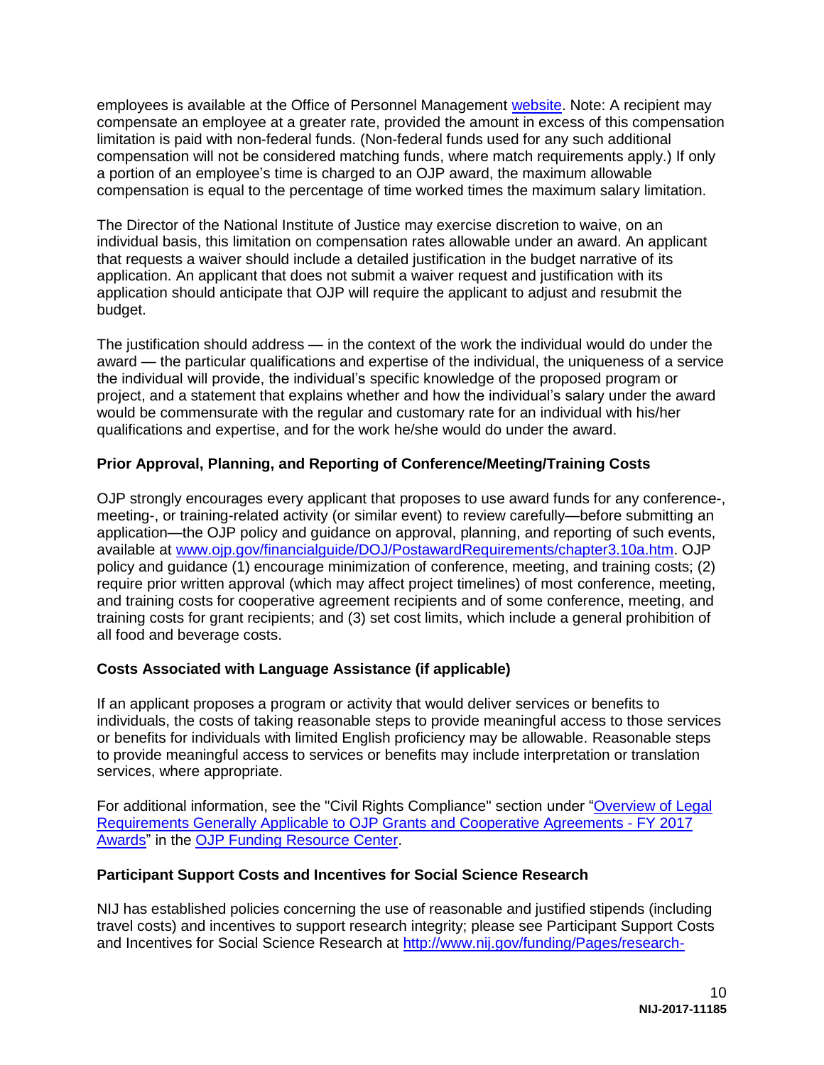employees is available at the Office of Personnel Management [website](). Note: A recipient may compensate an employee at a greater rate, provided the amount in excess of this compensation limitation is paid with non-federal funds. (Non-federal funds used for any such additional compensation will not be considered matching funds, where match requirements apply.) If only a portion of an employee's time is charged to an OJP award, the maximum allowable compensation is equal to the percentage of time worked times the maximum salary limitation.

The Director of the National Institute of Justice may exercise discretion to waive, on an individual basis, this limitation on compensation rates allowable under an award. An applicant that requests a waiver should include a detailed justification in the budget narrative of its application. An applicant that does not submit a waiver request and justification with its application should anticipate that OJP will require the applicant to adjust and resubmit the budget.

The justification should address — in the context of the work the individual would do under the award — the particular qualifications and expertise of the individual, the uniqueness of a service the individual will provide, the individual's specific knowledge of the proposed program or project, and a statement that explains whether and how the individual's salary under the award would be commensurate with the regular and customary rate for an individual with his/her qualifications and expertise, and for the work he/she would do under the award.

**Prior Approval, Planning, and Reporting of Conference/Meeting/Training Costs**

OJP strongly encourages every applicant that proposes to use award funds for any conference-, meeting-, or training-related activity (or similar event) to review carefully—before submitting an application—the OJP policy and guidance on approval, planning, and reporting of such events, available at www.ojp.gov/financialguide/DOJ/PostawardRequirements/chapter3.10a.htm. OJP policy and guidance (1) encourage minimization of conference, meeting, and training costs; (2) require prior written approval (which may affect project timelines) of most conference, meeting, and training costs for cooperative agreement recipients and of some conference, meeting, and training costs for grant recipients; and (3) set cost limits, which include a general prohibition of all food and beverage costs.

**Costs Associated with Language Assistance (if applicable)**

If an applicant proposes a program or activity that would deliver services or benefits to individuals, the costs of taking reasonable steps to provide meaningful access to those services or benefits for individuals with limited English proficiency may be allowable. Reasonable steps to provide meaningful access to services or benefits may include interpretation or translation services, where appropriate.

For additional information, see the "Civil Rights Compliance" section under "Overview of Legal Requirements Generally Applicable to OJP Grants and Cooperative Agreements - FY 2017 Awards" in the OJP Funding Resource Center.

**Participant Support Costs and Incentives for Social Science Research**

NIJ has established policies concerning the use of reasonable and justified stipends (including travel costs) and incentives to support research integrity; please see Participant Support Costs and Incentives for Social Science Research at http://www.nij.gov/funding/Pages/research-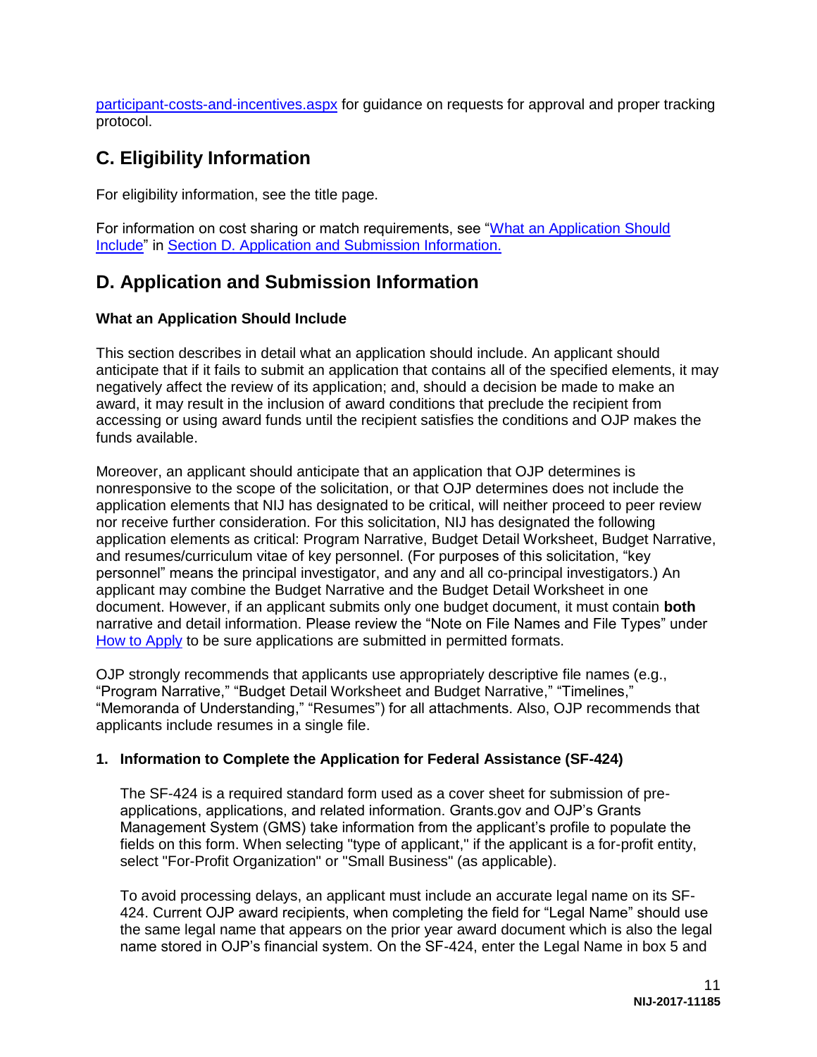[participant-costs-and-incentives.aspx](participant-costs-and-incentives.aspx) for guidance on requests for approval and proper tracking protocol.

## C. Eligibility Information

For eligibility information, see the title page.

For information on cost sharing or match requirements, see "What an Application Should Include" in Section D. Application and Submission Information.

## D. Application and Submission Information

### What an Application Should Include

This section describes in detail what an application should include. An applicant should anticipate that if it fails to submit an application that contains all of the specified elements, it may negatively affect the review of its application; and, should a decision be made to make an award, it may result in the inclusion of award conditions that preclude the recipient from accessing or using award funds until the recipient satisfies the conditions and OJP makes the funds available.

Moreover, an applicant should anticipate that an application that OJP determines is nonresponsive to the scope of the solicitation, or that OJP determines does not include the application elements that NIJ has designated to be critical, will neither proceed to peer review nor receive further consideration. For this solicitation, NIJ has designated the following application elements as critical: Program Narrative, Budget Detail Worksheet, Budget Narrative, and resumes/curriculum vitae of key personnel. (For purposes of this solicitation, "key personnel" means the principal investigator, and any and all co-principal investigators.) An applicant may combine the Budget Narrative and the Budget Detail Worksheet in one document. However, if an applicant submits only one budget document, it must contain **both** narrative and detail information. Please review the "Note on File Names and File Types" under How to Apply to be sure applications are submitted in permitted formats.

OJP strongly recommends that applicants use appropriately descriptive file names (e.g., "Program Narrative," "Budget Detail Worksheet and Budget Narrative," "Timelines," "Memoranda of Understanding," "Resumes") for all attachments. Also, OJP recommends that applicants include resumes in a single file.

**1. Information to Complete the Application for Federal Assistance (SF-424)**

The SF-424 is a required standard form used as a cover sheet for submission of pre-applications, applications, and related information. Grants.gov and OJP's Grants Management System (GMS) take information from the applicant's profile to populate the fields on this form. When selecting "type of applicant," if the applicant is a for-profit entity, select "For-Profit Organization" or "Small Business" (as applicable).

To avoid processing delays, an applicant must include an accurate legal name on its SF-424. Current OJP award recipients, when completing the field for "Legal Name" should use the same legal name that appears on the prior year award document which is also the legal name stored in OJP's financial system. On the SF-424, enter the Legal Name in box 5 and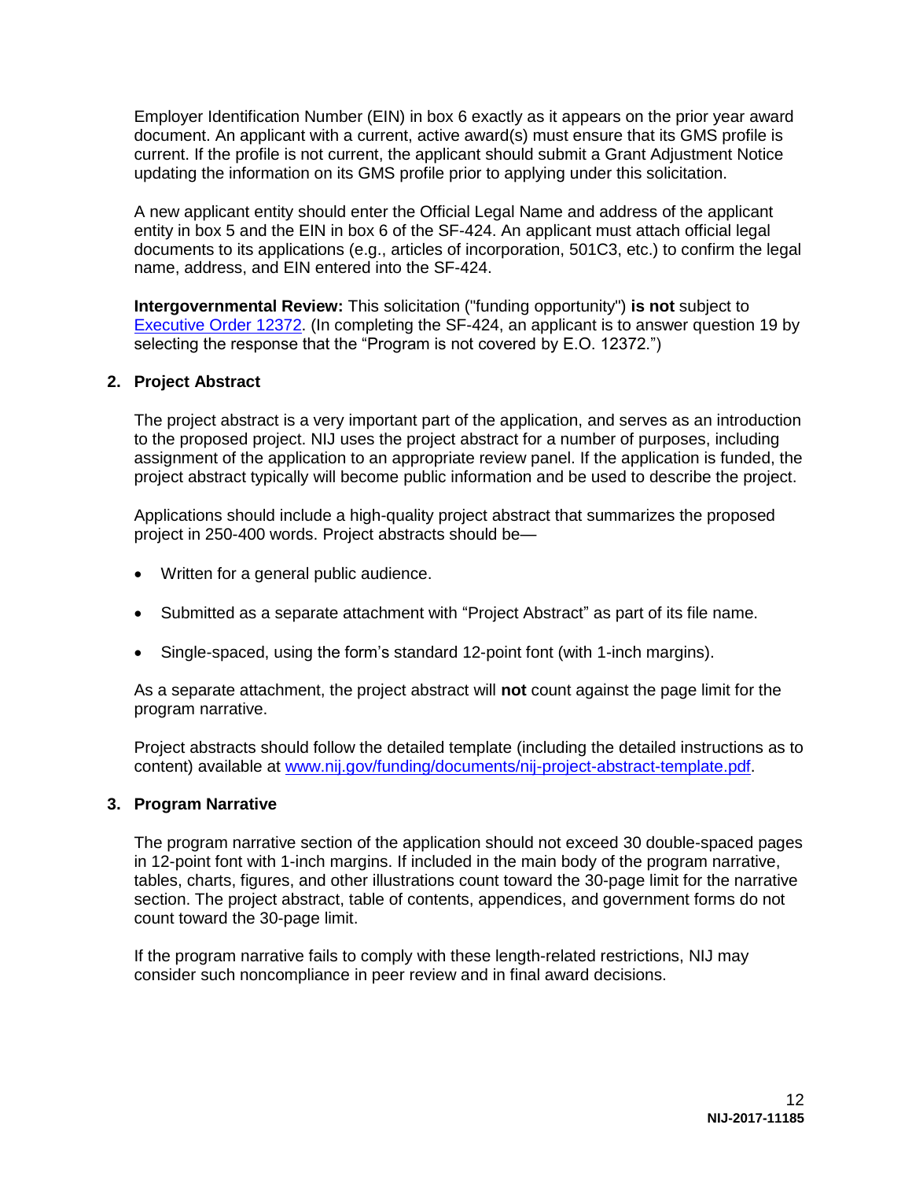Employer Identification Number (EIN) in box 6 exactly as it appears on the prior year award document. An applicant with a current, active award(s) must ensure that its GMS profile is current. If the profile is not current, the applicant should submit a Grant Adjustment Notice updating the information on its GMS profile prior to applying under this solicitation.

A new applicant entity should enter the Official Legal Name and address of the applicant entity in box 5 and the EIN in box 6 of the SF-424. An applicant must attach official legal documents to its applications (e.g., articles of incorporation, 501C3, etc.) to confirm the legal name, address, and EIN entered into the SF-424.

**Intergovernmental Review:** This solicitation ("funding opportunity") **is not** subject to Executive Order 12372. (In completing the SF-424, an applicant is to answer question 19 by selecting the response that the "Program is not covered by E.O. 12372.")

### 2. Project Abstract

The project abstract is a very important part of the application, and serves as an introduction to the proposed project. NIJ uses the project abstract for a number of purposes, including assignment of the application to an appropriate review panel. If the application is funded, the project abstract typically will become public information and be used to describe the project.

Applications should include a high-quality project abstract that summarizes the proposed project in 250-400 words. Project abstracts should be—

- Written for a general public audience.
- Submitted as a separate attachment with "Project Abstract" as part of its file name.
- Single-spaced, using the form's standard 12-point font (with 1-inch margins).

As a separate attachment, the project abstract will **not** count against the page limit for the program narrative.

Project abstracts should follow the detailed template (including the detailed instructions as to content) available at www.nij.gov/funding/documents/nij-project-abstract-template.pdf.

### 3. Program Narrative

The program narrative section of the application should not exceed 30 double-spaced pages in 12-point font with 1-inch margins. If included in the main body of the program narrative, tables, charts, figures, and other illustrations count toward the 30-page limit for the narrative section. The project abstract, table of contents, appendices, and government forms do not count toward the 30-page limit.

If the program narrative fails to comply with these length-related restrictions, NIJ may consider such noncompliance in peer review and in final award decisions.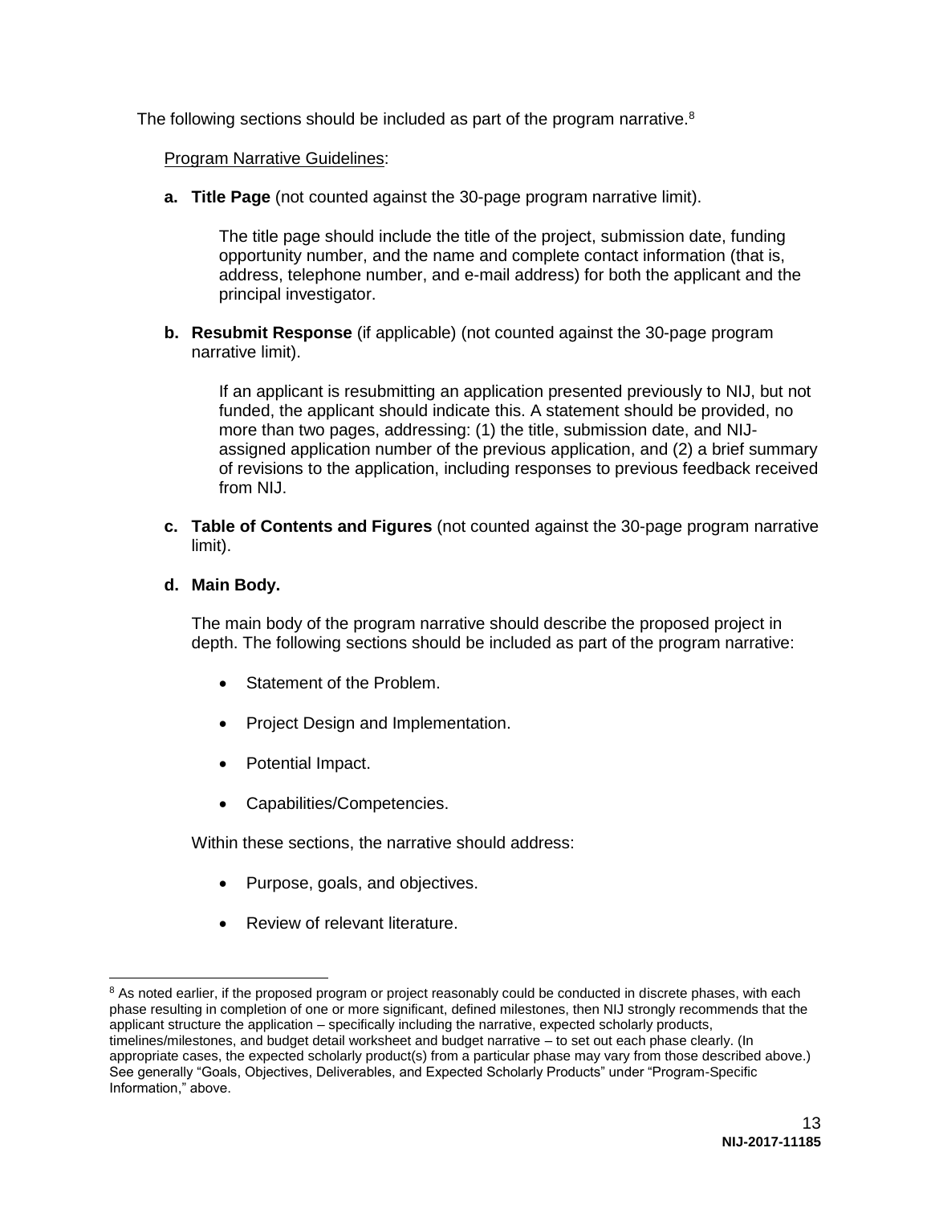The following sections should be included as part of the program narrative.[8]

Program Narrative Guidelines:

**a. Title Page** (not counted against the 30-page program narrative limit).

The title page should include the title of the project, submission date, funding opportunity number, and the name and complete contact information (that is, address, telephone number, and e-mail address) for both the applicant and the principal investigator.

**b. Resubmit Response** (if applicable) (not counted against the 30-page program narrative limit).

If an applicant is resubmitting an application presented previously to NIJ, but not funded, the applicant should indicate this. A statement should be provided, no more than two pages, addressing: (1) the title, submission date, and NIJ-assigned application number of the previous application, and (2) a brief summary of revisions to the application, including responses to previous feedback received from NIJ.

**c. Table of Contents and Figures** (not counted against the 30-page program narrative limit).

**d. Main Body.**

The main body of the program narrative should describe the proposed project in depth. The following sections should be included as part of the program narrative:

- Statement of the Problem.
- Project Design and Implementation.
- Potential Impact.
- Capabilities/Competencies.

Within these sections, the narrative should address:

- Purpose, goals, and objectives.
- Review of relevant literature.

[8] As noted earlier, if the proposed program or project reasonably could be conducted in discrete phases, with each phase resulting in completion of one or more significant, defined milestones, then NIJ strongly recommends that the applicant structure the application – specifically including the narrative, expected scholarly products, timelines/milestones, and budget detail worksheet and budget narrative – to set out each phase clearly. (In appropriate cases, the expected scholarly product(s) from a particular phase may vary from those described above.) See generally "Goals, Objectives, Deliverables, and Expected Scholarly Products" under "Program-Specific Information," above.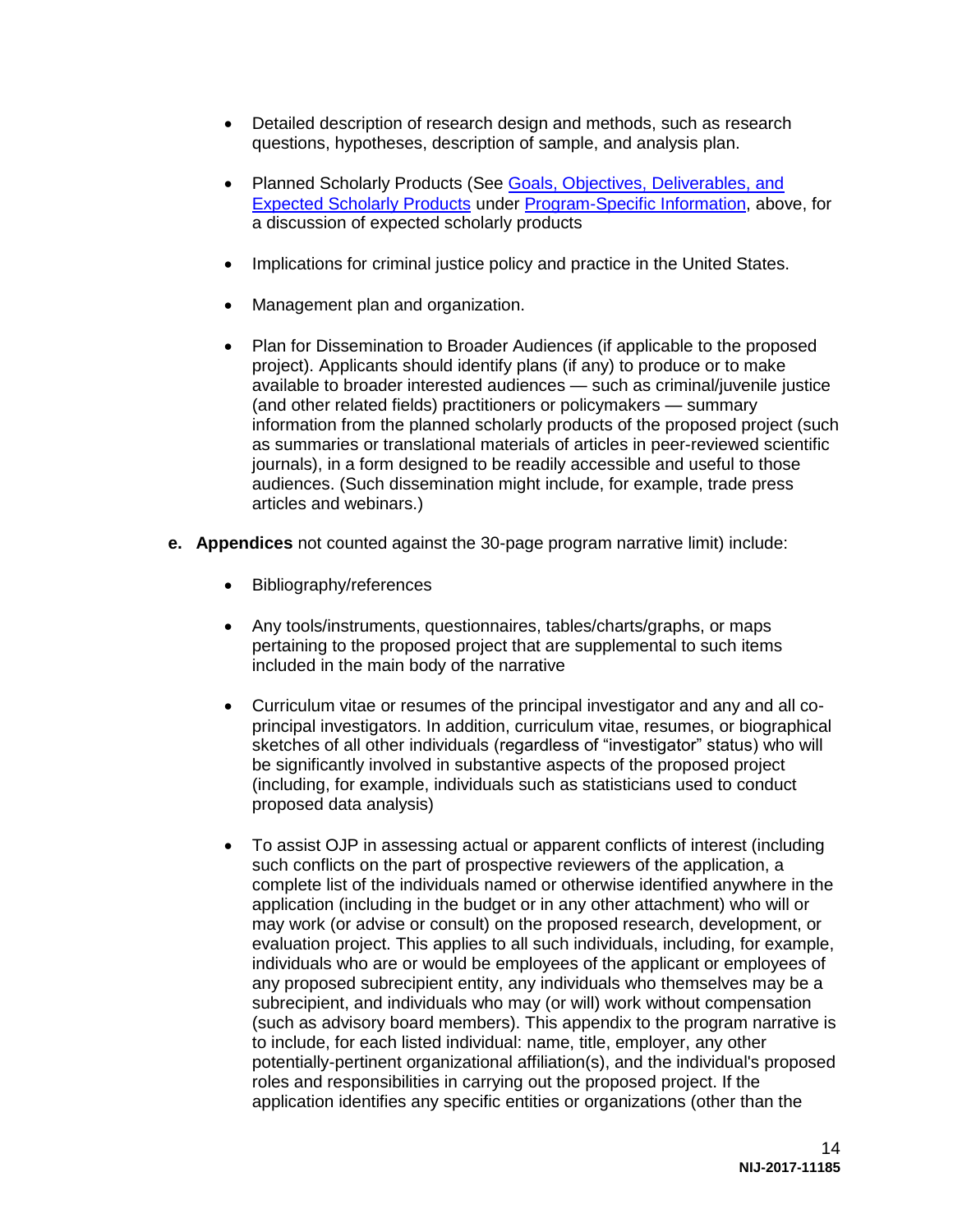- Detailed description of research design and methods, such as research questions, hypotheses, description of sample, and analysis plan.
- Planned Scholarly Products (See Goals, Objectives, Deliverables, and Expected Scholarly Products under Program-Specific Information, above, for a discussion of expected scholarly products
- Implications for criminal justice policy and practice in the United States.
- Management plan and organization.
- Plan for Dissemination to Broader Audiences (if applicable to the proposed project). Applicants should identify plans (if any) to produce or to make available to broader interested audiences — such as criminal/juvenile justice (and other related fields) practitioners or policymakers — summary information from the planned scholarly products of the proposed project (such as summaries or translational materials of articles in peer-reviewed scientific journals), in a form designed to be readily accessible and useful to those audiences. (Such dissemination might include, for example, trade press articles and webinars.)

**e. Appendices** not counted against the 30-page program narrative limit) include:

- Bibliography/references
- Any tools/instruments, questionnaires, tables/charts/graphs, or maps pertaining to the proposed project that are supplemental to such items included in the main body of the narrative
- Curriculum vitae or resumes of the principal investigator and any and all co-principal investigators. In addition, curriculum vitae, resumes, or biographical sketches of all other individuals (regardless of "investigator" status) who will be significantly involved in substantive aspects of the proposed project (including, for example, individuals such as statisticians used to conduct proposed data analysis)
- To assist OJP in assessing actual or apparent conflicts of interest (including such conflicts on the part of prospective reviewers of the application, a complete list of the individuals named or otherwise identified anywhere in the application (including in the budget or in any other attachment) who will or may work (or advise or consult) on the proposed research, development, or evaluation project. This applies to all such individuals, including, for example, individuals who are or would be employees of the applicant or employees of any proposed subrecipient entity, any individuals who themselves may be a subrecipient, and individuals who may (or will) work without compensation (such as advisory board members). This appendix to the program narrative is to include, for each listed individual: name, title, employer, any other potentially-pertinent organizational affiliation(s), and the individual's proposed roles and responsibilities in carrying out the proposed project. If the application identifies any specific entities or organizations (other than the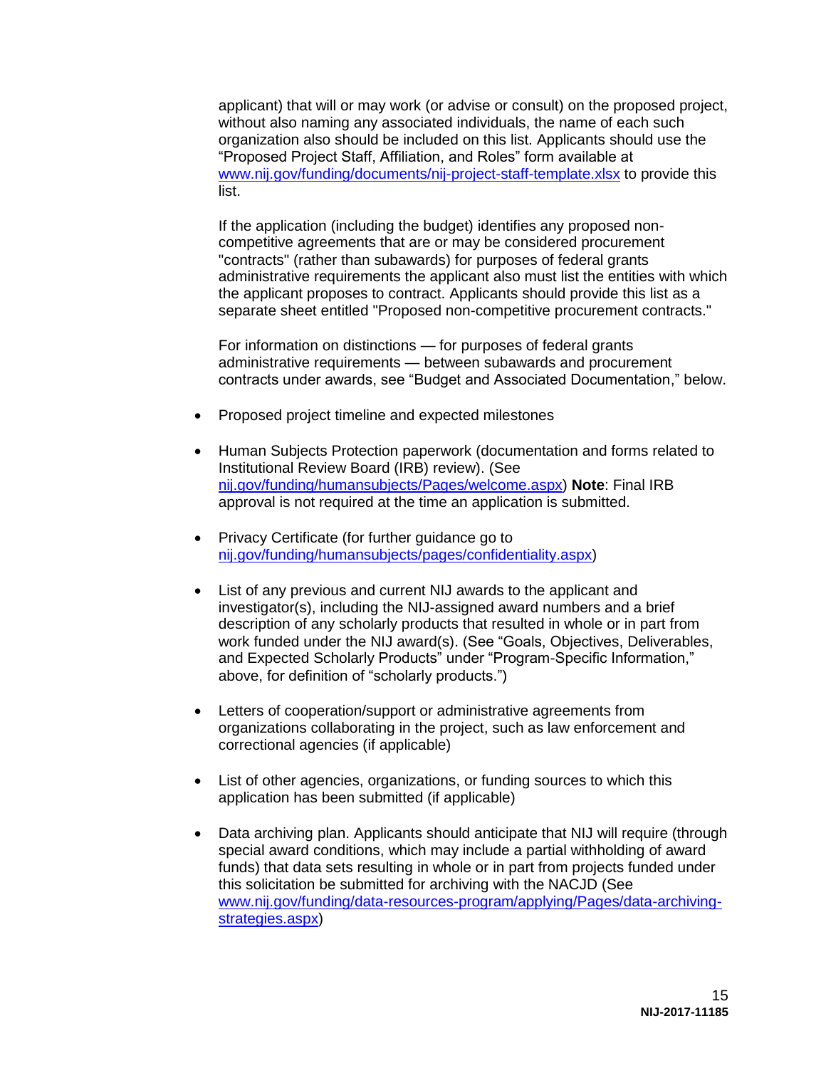applicant) that will or may work (or advise or consult) on the proposed project, without also naming any associated individuals, the name of each such organization also should be included on this list. Applicants should use the "Proposed Project Staff, Affiliation, and Roles" form available at www.nij.gov/funding/documents/nij-project-staff-template.xlsx to provide this list.

If the application (including the budget) identifies any proposed non-competitive agreements that are or may be considered procurement "contracts" (rather than subawards) for purposes of federal grants administrative requirements the applicant also must list the entities with which the applicant proposes to contract. Applicants should provide this list as a separate sheet entitled "Proposed non-competitive procurement contracts."

For information on distinctions — for purposes of federal grants administrative requirements — between subawards and procurement contracts under awards, see "Budget and Associated Documentation," below.

- Proposed project timeline and expected milestones

- Human Subjects Protection paperwork (documentation and forms related to Institutional Review Board (IRB) review). (See nij.gov/funding/humansubjects/Pages/welcome.aspx) **Note**: Final IRB approval is not required at the time an application is submitted.

- Privacy Certificate (for further guidance go to nij.gov/funding/humansubjects/pages/confidentiality.aspx)

- List of any previous and current NIJ awards to the applicant and investigator(s), including the NIJ-assigned award numbers and a brief description of any scholarly products that resulted in whole or in part from work funded under the NIJ award(s). (See "Goals, Objectives, Deliverables, and Expected Scholarly Products" under "Program-Specific Information," above, for definition of "scholarly products.")

- Letters of cooperation/support or administrative agreements from organizations collaborating in the project, such as law enforcement and correctional agencies (if applicable)

- List of other agencies, organizations, or funding sources to which this application has been submitted (if applicable)

- Data archiving plan. Applicants should anticipate that NIJ will require (through special award conditions, which may include a partial withholding of award funds) that data sets resulting in whole or in part from projects funded under this solicitation be submitted for archiving with the NACJD (See www.nij.gov/funding/data-resources-program/applying/Pages/data-archiving-strategies.aspx)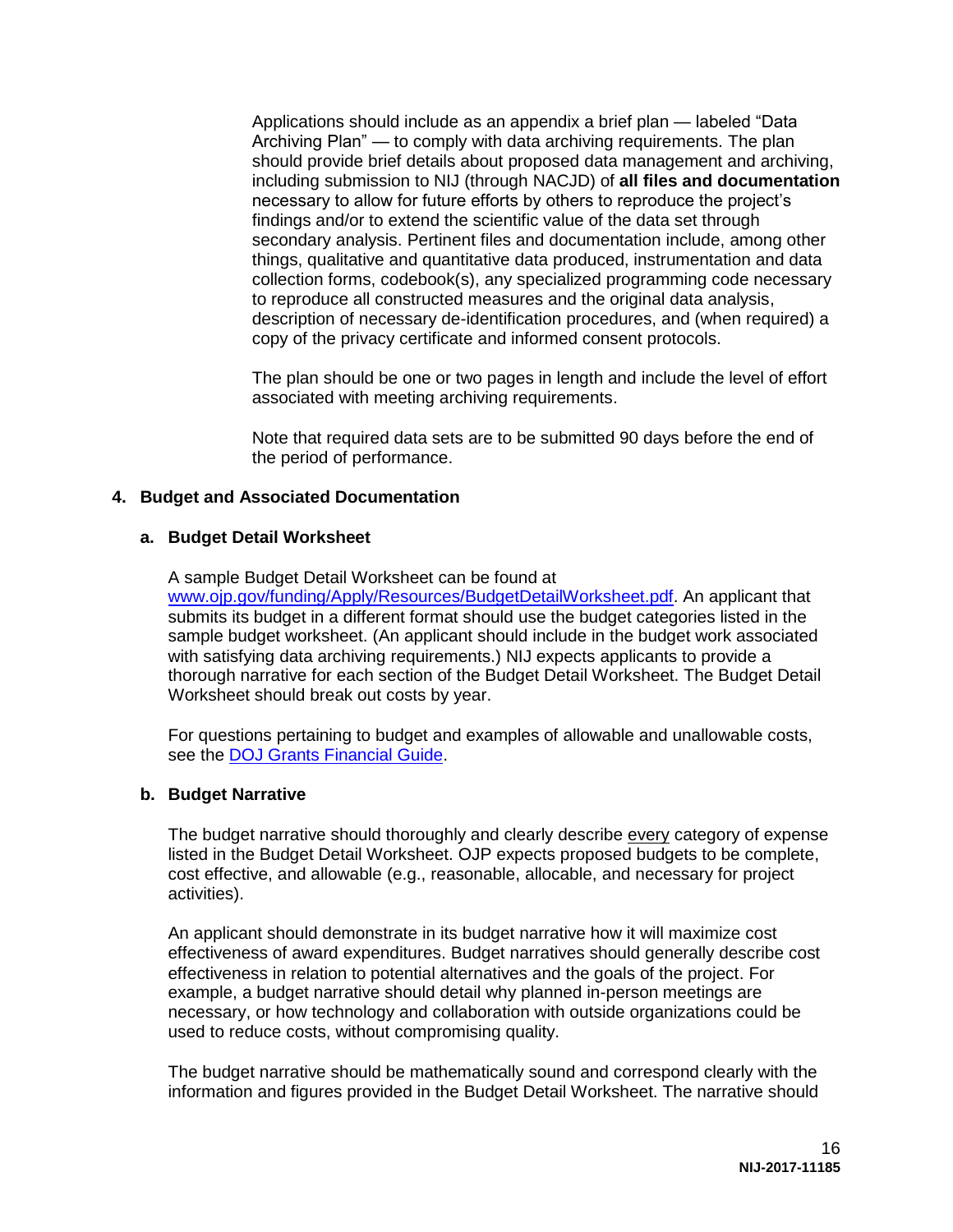Applications should include as an appendix a brief plan — labeled "Data Archiving Plan" — to comply with data archiving requirements. The plan should provide brief details about proposed data management and archiving, including submission to NIJ (through NACJD) of **all files and documentation** necessary to allow for future efforts by others to reproduce the project's findings and/or to extend the scientific value of the data set through secondary analysis. Pertinent files and documentation include, among other things, qualitative and quantitative data produced, instrumentation and data collection forms, codebook(s), any specialized programming code necessary to reproduce all constructed measures and the original data analysis, description of necessary de-identification procedures, and (when required) a copy of the privacy certificate and informed consent protocols.

The plan should be one or two pages in length and include the level of effort associated with meeting archiving requirements.

Note that required data sets are to be submitted 90 days before the end of the period of performance.

### 4. Budget and Associated Documentation

#### a. Budget Detail Worksheet

A sample Budget Detail Worksheet can be found at [www.ojp.gov/funding/Apply/Resources/BudgetDetailWorksheet.pdf](www.ojp.gov/funding/Apply/Resources/BudgetDetailWorksheet.pdf). An applicant that submits its budget in a different format should use the budget categories listed in the sample budget worksheet. (An applicant should include in the budget work associated with satisfying data archiving requirements.) NIJ expects applicants to provide a thorough narrative for each section of the Budget Detail Worksheet. The Budget Detail Worksheet should break out costs by year.

For questions pertaining to budget and examples of allowable and unallowable costs, see the DOJ Grants Financial Guide.

#### b. Budget Narrative

The budget narrative should thoroughly and clearly describe every category of expense listed in the Budget Detail Worksheet. OJP expects proposed budgets to be complete, cost effective, and allowable (e.g., reasonable, allocable, and necessary for project activities).

An applicant should demonstrate in its budget narrative how it will maximize cost effectiveness of award expenditures. Budget narratives should generally describe cost effectiveness in relation to potential alternatives and the goals of the project. For example, a budget narrative should detail why planned in-person meetings are necessary, or how technology and collaboration with outside organizations could be used to reduce costs, without compromising quality.

The budget narrative should be mathematically sound and correspond clearly with the information and figures provided in the Budget Detail Worksheet. The narrative should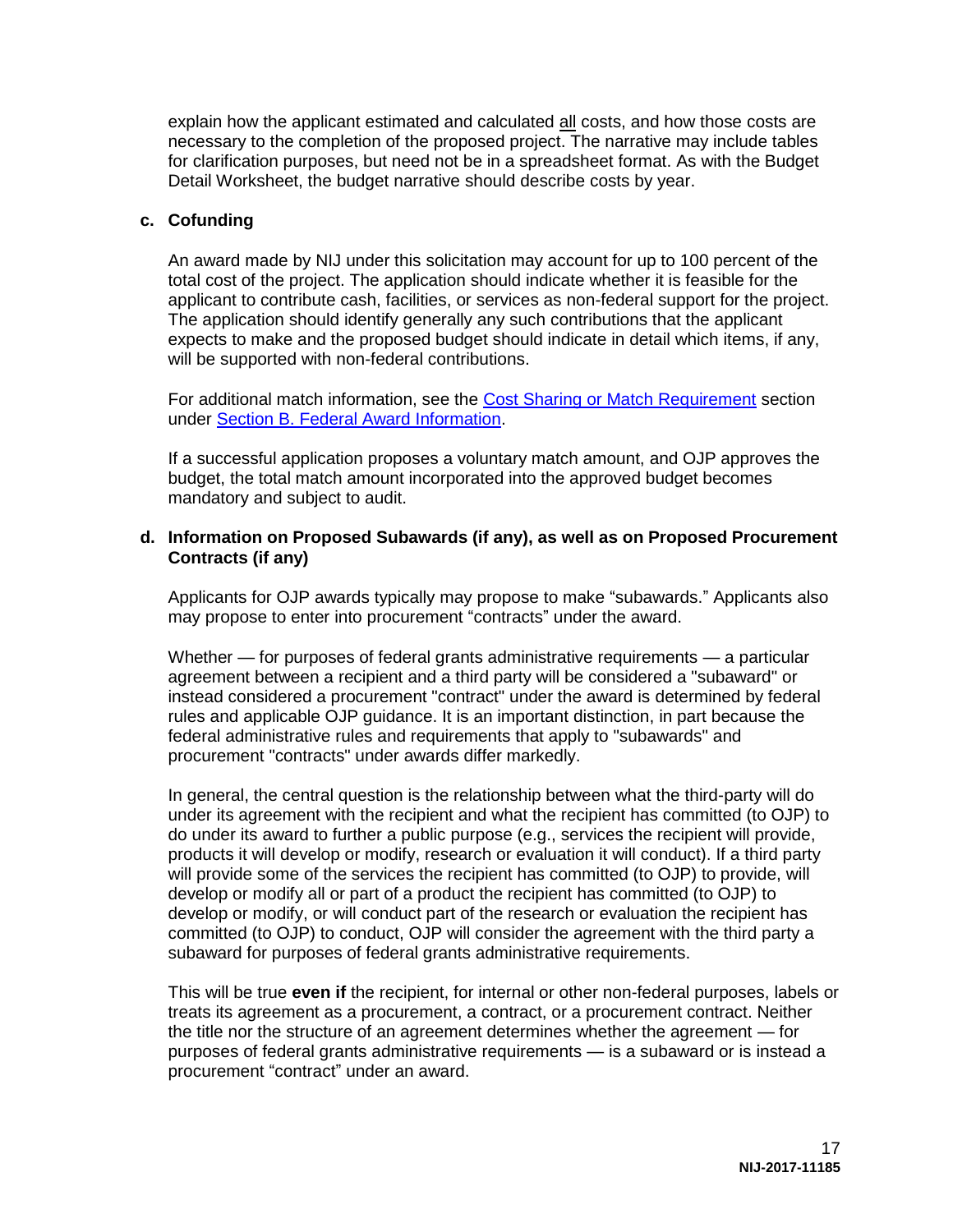explain how the applicant estimated and calculated all costs, and how those costs are necessary to the completion of the proposed project. The narrative may include tables for clarification purposes, but need not be in a spreadsheet format. As with the Budget Detail Worksheet, the budget narrative should describe costs by year.

**c. Cofunding**

An award made by NIJ under this solicitation may account for up to 100 percent of the total cost of the project. The application should indicate whether it is feasible for the applicant to contribute cash, facilities, or services as non-federal support for the project. The application should identify generally any such contributions that the applicant expects to make and the proposed budget should indicate in detail which items, if any, will be supported with non-federal contributions.

For additional match information, see the Cost Sharing or Match Requirement section under Section B. Federal Award Information.

If a successful application proposes a voluntary match amount, and OJP approves the budget, the total match amount incorporated into the approved budget becomes mandatory and subject to audit.

**d. Information on Proposed Subawards (if any), as well as on Proposed Procurement Contracts (if any)**

Applicants for OJP awards typically may propose to make "subawards." Applicants also may propose to enter into procurement "contracts" under the award.

Whether — for purposes of federal grants administrative requirements — a particular agreement between a recipient and a third party will be considered a "subaward" or instead considered a procurement "contract" under the award is determined by federal rules and applicable OJP guidance. It is an important distinction, in part because the federal administrative rules and requirements that apply to "subawards" and procurement "contracts" under awards differ markedly.

In general, the central question is the relationship between what the third-party will do under its agreement with the recipient and what the recipient has committed (to OJP) to do under its award to further a public purpose (e.g., services the recipient will provide, products it will develop or modify, research or evaluation it will conduct). If a third party will provide some of the services the recipient has committed (to OJP) to provide, will develop or modify all or part of a product the recipient has committed (to OJP) to develop or modify, or will conduct part of the research or evaluation the recipient has committed (to OJP) to conduct, OJP will consider the agreement with the third party a subaward for purposes of federal grants administrative requirements.

This will be true **even if** the recipient, for internal or other non-federal purposes, labels or treats its agreement as a procurement, a contract, or a procurement contract. Neither the title nor the structure of an agreement determines whether the agreement — for purposes of federal grants administrative requirements — is a subaward or is instead a procurement "contract" under an award.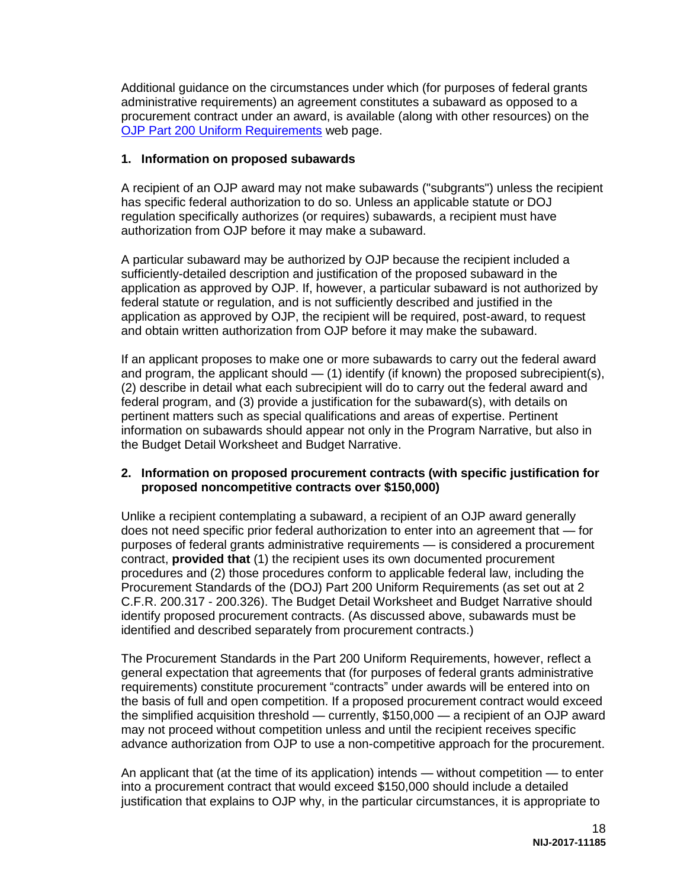Additional guidance on the circumstances under which (for purposes of federal grants administrative requirements) an agreement constitutes a subaward as opposed to a procurement contract under an award, is available (along with other resources) on the [OJP Part 200 Uniform Requirements](#) web page.

### 1. Information on proposed subawards

A recipient of an OJP award may not make subawards ("subgrants") unless the recipient has specific federal authorization to do so. Unless an applicable statute or DOJ regulation specifically authorizes (or requires) subawards, a recipient must have authorization from OJP before it may make a subaward.

A particular subaward may be authorized by OJP because the recipient included a sufficiently-detailed description and justification of the proposed subaward in the application as approved by OJP. If, however, a particular subaward is not authorized by federal statute or regulation, and is not sufficiently described and justified in the application as approved by OJP, the recipient will be required, post-award, to request and obtain written authorization from OJP before it may make the subaward.

If an applicant proposes to make one or more subawards to carry out the federal award and program, the applicant should — (1) identify (if known) the proposed subrecipient(s), (2) describe in detail what each subrecipient will do to carry out the federal award and federal program, and (3) provide a justification for the subaward(s), with details on pertinent matters such as special qualifications and areas of expertise. Pertinent information on subawards should appear not only in the Program Narrative, but also in the Budget Detail Worksheet and Budget Narrative.

### 2. Information on proposed procurement contracts (with specific justification for proposed noncompetitive contracts over $150,000)

Unlike a recipient contemplating a subaward, a recipient of an OJP award generally does not need specific prior federal authorization to enter into an agreement that — for purposes of federal grants administrative requirements — is considered a procurement contract, **provided that** (1) the recipient uses its own documented procurement procedures and (2) those procedures conform to applicable federal law, including the Procurement Standards of the (DOJ) Part 200 Uniform Requirements (as set out at 2 C.F.R. 200.317 - 200.326). The Budget Detail Worksheet and Budget Narrative should identify proposed procurement contracts. (As discussed above, subawards must be identified and described separately from procurement contracts.)

The Procurement Standards in the Part 200 Uniform Requirements, however, reflect a general expectation that agreements that (for purposes of federal grants administrative requirements) constitute procurement "contracts" under awards will be entered into on the basis of full and open competition. If a proposed procurement contract would exceed the simplified acquisition threshold — currently, $150,000 — a recipient of an OJP award may not proceed without competition unless and until the recipient receives specific advance authorization from OJP to use a non-competitive approach for the procurement.

An applicant that (at the time of its application) intends — without competition — to enter into a procurement contract that would exceed $150,000 should include a detailed justification that explains to OJP why, in the particular circumstances, it is appropriate to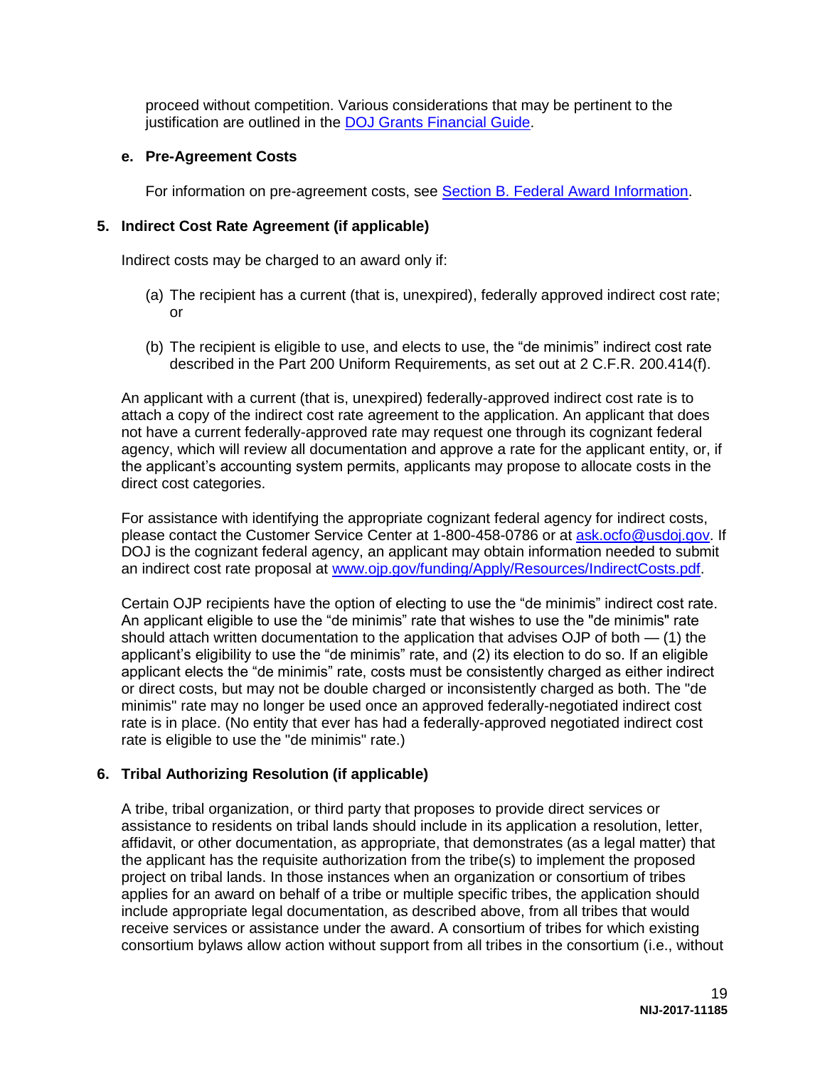proceed without competition. Various considerations that may be pertinent to the justification are outlined in the [DOJ Grants Financial Guide](#).

**e. Pre-Agreement Costs**

For information on pre-agreement costs, see [Section B. Federal Award Information](#).

### 5. Indirect Cost Rate Agreement (if applicable)

Indirect costs may be charged to an award only if:

(a) The recipient has a current (that is, unexpired), federally approved indirect cost rate; or

(b) The recipient is eligible to use, and elects to use, the “de minimis” indirect cost rate described in the Part 200 Uniform Requirements, as set out at 2 C.F.R. 200.414(f).

An applicant with a current (that is, unexpired) federally-approved indirect cost rate is to attach a copy of the indirect cost rate agreement to the application. An applicant that does not have a current federally-approved rate may request one through its cognizant federal agency, which will review all documentation and approve a rate for the applicant entity, or, if the applicant’s accounting system permits, applicants may propose to allocate costs in the direct cost categories.

For assistance with identifying the appropriate cognizant federal agency for indirect costs, please contact the Customer Service Center at 1-800-458-0786 or at ask.ocfo@usdoj.gov. If DOJ is the cognizant federal agency, an applicant may obtain information needed to submit an indirect cost rate proposal at www.ojp.gov/funding/Apply/Resources/IndirectCosts.pdf.

Certain OJP recipients have the option of electing to use the “de minimis” indirect cost rate. An applicant eligible to use the “de minimis” rate that wishes to use the "de minimis" rate should attach written documentation to the application that advises OJP of both — (1) the applicant’s eligibility to use the “de minimis” rate, and (2) its election to do so. If an eligible applicant elects the “de minimis” rate, costs must be consistently charged as either indirect or direct costs, but may not be double charged or inconsistently charged as both. The "de minimis" rate may no longer be used once an approved federally-negotiated indirect cost rate is in place. (No entity that ever has had a federally-approved negotiated indirect cost rate is eligible to use the "de minimis" rate.)

### 6. Tribal Authorizing Resolution (if applicable)

A tribe, tribal organization, or third party that proposes to provide direct services or assistance to residents on tribal lands should include in its application a resolution, letter, affidavit, or other documentation, as appropriate, that demonstrates (as a legal matter) that the applicant has the requisite authorization from the tribe(s) to implement the proposed project on tribal lands. In those instances when an organization or consortium of tribes applies for an award on behalf of a tribe or multiple specific tribes, the application should include appropriate legal documentation, as described above, from all tribes that would receive services or assistance under the award. A consortium of tribes for which existing consortium bylaws allow action without support from all tribes in the consortium (i.e., without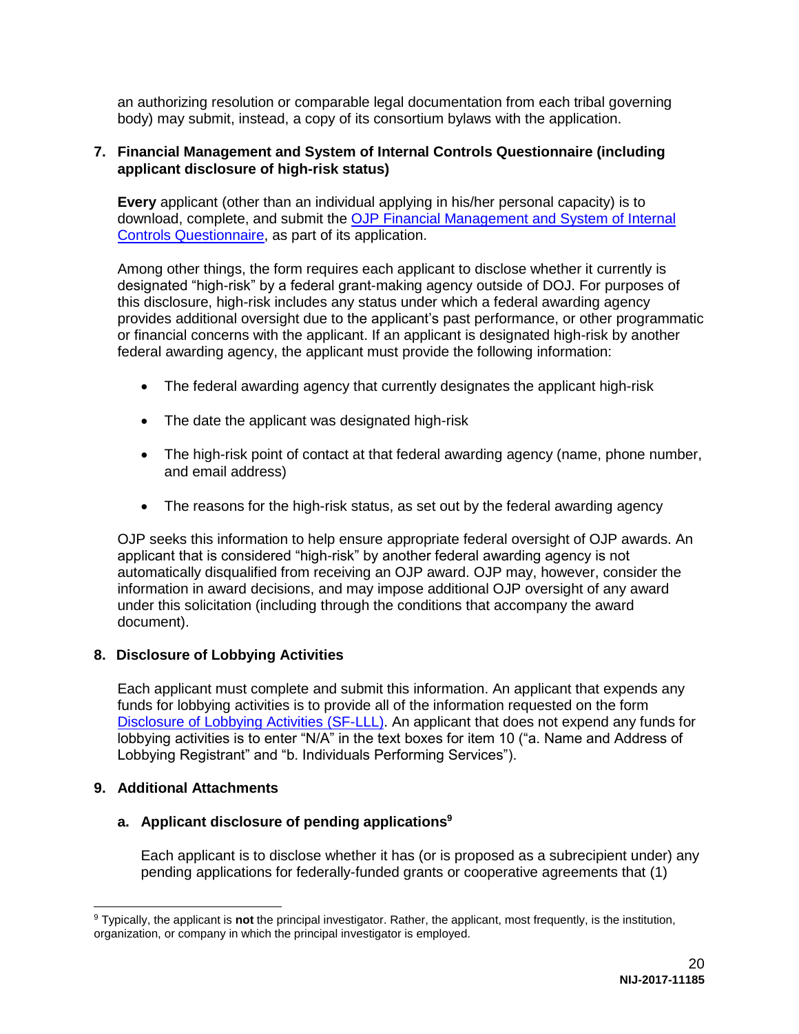an authorizing resolution or comparable legal documentation from each tribal governing body) may submit, instead, a copy of its consortium bylaws with the application.

**7. Financial Management and System of Internal Controls Questionnaire (including applicant disclosure of high-risk status)**

**Every** applicant (other than an individual applying in his/her personal capacity) is to download, complete, and submit the OJP Financial Management and System of Internal Controls Questionnaire, as part of its application.

Among other things, the form requires each applicant to disclose whether it currently is designated "high-risk" by a federal grant-making agency outside of DOJ. For purposes of this disclosure, high-risk includes any status under which a federal awarding agency provides additional oversight due to the applicant's past performance, or other programmatic or financial concerns with the applicant. If an applicant is designated high-risk by another federal awarding agency, the applicant must provide the following information:

- The federal awarding agency that currently designates the applicant high-risk
- The date the applicant was designated high-risk
- The high-risk point of contact at that federal awarding agency (name, phone number, and email address)
- The reasons for the high-risk status, as set out by the federal awarding agency

OJP seeks this information to help ensure appropriate federal oversight of OJP awards. An applicant that is considered "high-risk" by another federal awarding agency is not automatically disqualified from receiving an OJP award. OJP may, however, consider the information in award decisions, and may impose additional OJP oversight of any award under this solicitation (including through the conditions that accompany the award document).

**8. Disclosure of Lobbying Activities**

Each applicant must complete and submit this information. An applicant that expends any funds for lobbying activities is to provide all of the information requested on the form Disclosure of Lobbying Activities (SF-LLL). An applicant that does not expend any funds for lobbying activities is to enter "N/A" in the text boxes for item 10 ("a. Name and Address of Lobbying Registrant" and "b. Individuals Performing Services").

**9. Additional Attachments**

**a. Applicant disclosure of pending applications**[9]

Each applicant is to disclose whether it has (or is proposed as a subrecipient under) any pending applications for federally-funded grants or cooperative agreements that (1)

[9] Typically, the applicant is **not** the principal investigator. Rather, the applicant, most frequently, is the institution, organization, or company in which the principal investigator is employed.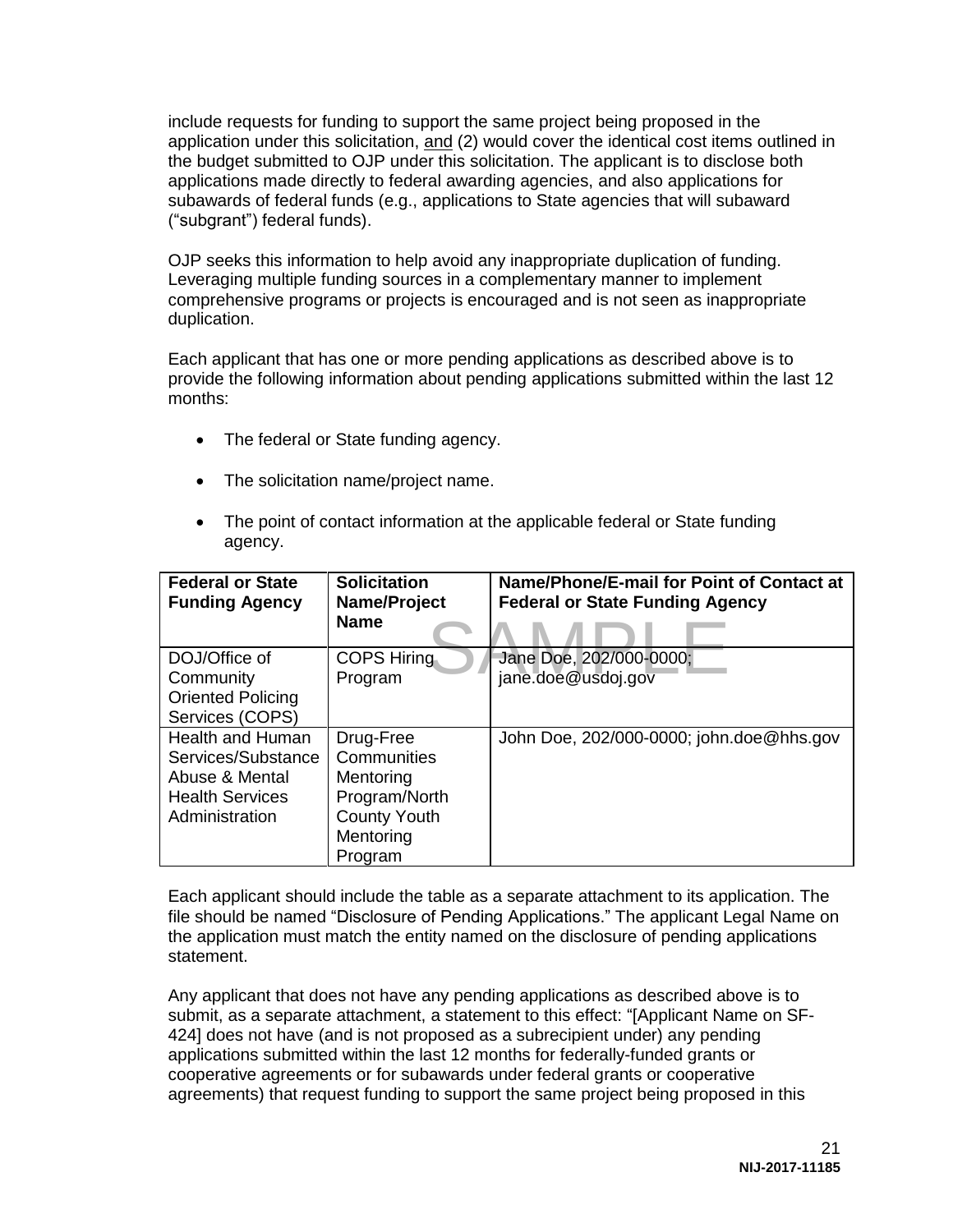include requests for funding to support the same project being proposed in the application under this solicitation, and (2) would cover the identical cost items outlined in the budget submitted to OJP under this solicitation. The applicant is to disclose both applications made directly to federal awarding agencies, and also applications for subawards of federal funds (e.g., applications to State agencies that will subaward ("subgrant") federal funds).

OJP seeks this information to help avoid any inappropriate duplication of funding. Leveraging multiple funding sources in a complementary manner to implement comprehensive programs or projects is encouraged and is not seen as inappropriate duplication.

Each applicant that has one or more pending applications as described above is to provide the following information about pending applications submitted within the last 12 months:

- The federal or State funding agency.
- The solicitation name/project name.
- The point of contact information at the applicable federal or State funding agency.

| Federal or State Funding Agency | Solicitation Name/Project Name | Name/Phone/E-mail for Point of Contact at Federal or State Funding Agency |
|---|---|---|
| DOJ/Office of Community Oriented Policing Services (COPS) | COPS Hiring Program | Jane Doe, 202/000-0000; jane.doe@usdoj.gov |
| Health and Human Services/Substance Abuse & Mental Health Services Administration | Drug-Free Communities Mentoring Program/North County Youth Mentoring Program | John Doe, 202/000-0000; john.doe@hhs.gov |

SAMPLE

Each applicant should include the table as a separate attachment to its application. The file should be named "Disclosure of Pending Applications." The applicant Legal Name on the application must match the entity named on the disclosure of pending applications statement.

Any applicant that does not have any pending applications as described above is to submit, as a separate attachment, a statement to this effect: "[Applicant Name on SF-424] does not have (and is not proposed as a subrecipient under) any pending applications submitted within the last 12 months for federally-funded grants or cooperative agreements or for subawards under federal grants or cooperative agreements) that request funding to support the same project being proposed in this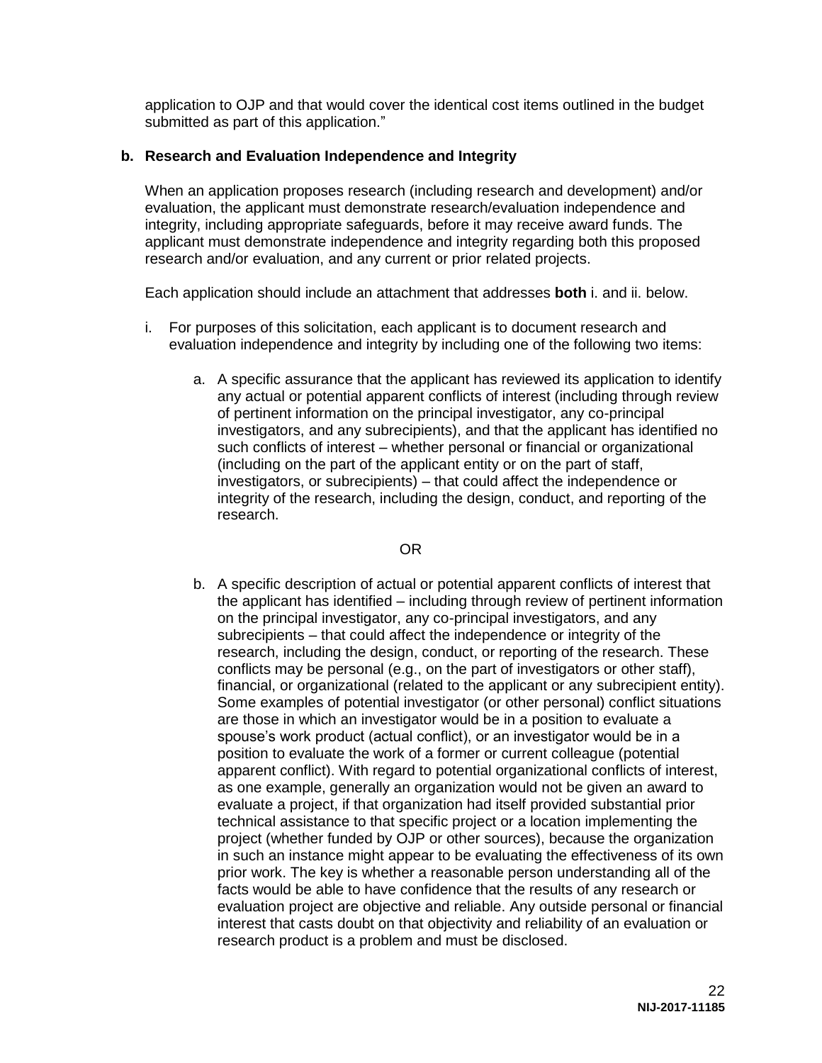application to OJP and that would cover the identical cost items outlined in the budget submitted as part of this application."

**b. Research and Evaluation Independence and Integrity**

When an application proposes research (including research and development) and/or evaluation, the applicant must demonstrate research/evaluation independence and integrity, including appropriate safeguards, before it may receive award funds. The applicant must demonstrate independence and integrity regarding both this proposed research and/or evaluation, and any current or prior related projects.

Each application should include an attachment that addresses **both** i. and ii. below.

i. For purposes of this solicitation, each applicant is to document research and evaluation independence and integrity by including one of the following two items:

   a. A specific assurance that the applicant has reviewed its application to identify any actual or potential apparent conflicts of interest (including through review of pertinent information on the principal investigator, any co-principal investigators, and any subrecipients), and that the applicant has identified no such conflicts of interest – whether personal or financial or organizational (including on the part of the applicant entity or on the part of staff, investigators, or subrecipients) – that could affect the independence or integrity of the research, including the design, conduct, and reporting of the research.

   OR

   b. A specific description of actual or potential apparent conflicts of interest that the applicant has identified – including through review of pertinent information on the principal investigator, any co-principal investigators, and any subrecipients – that could affect the independence or integrity of the research, including the design, conduct, or reporting of the research. These conflicts may be personal (e.g., on the part of investigators or other staff), financial, or organizational (related to the applicant or any subrecipient entity). Some examples of potential investigator (or other personal) conflict situations are those in which an investigator would be in a position to evaluate a spouse's work product (actual conflict), or an investigator would be in a position to evaluate the work of a former or current colleague (potential apparent conflict). With regard to potential organizational conflicts of interest, as one example, generally an organization would not be given an award to evaluate a project, if that organization had itself provided substantial prior technical assistance to that specific project or a location implementing the project (whether funded by OJP or other sources), because the organization in such an instance might appear to be evaluating the effectiveness of its own prior work. The key is whether a reasonable person understanding all of the facts would be able to have confidence that the results of any research or evaluation project are objective and reliable. Any outside personal or financial interest that casts doubt on that objectivity and reliability of an evaluation or research product is a problem and must be disclosed.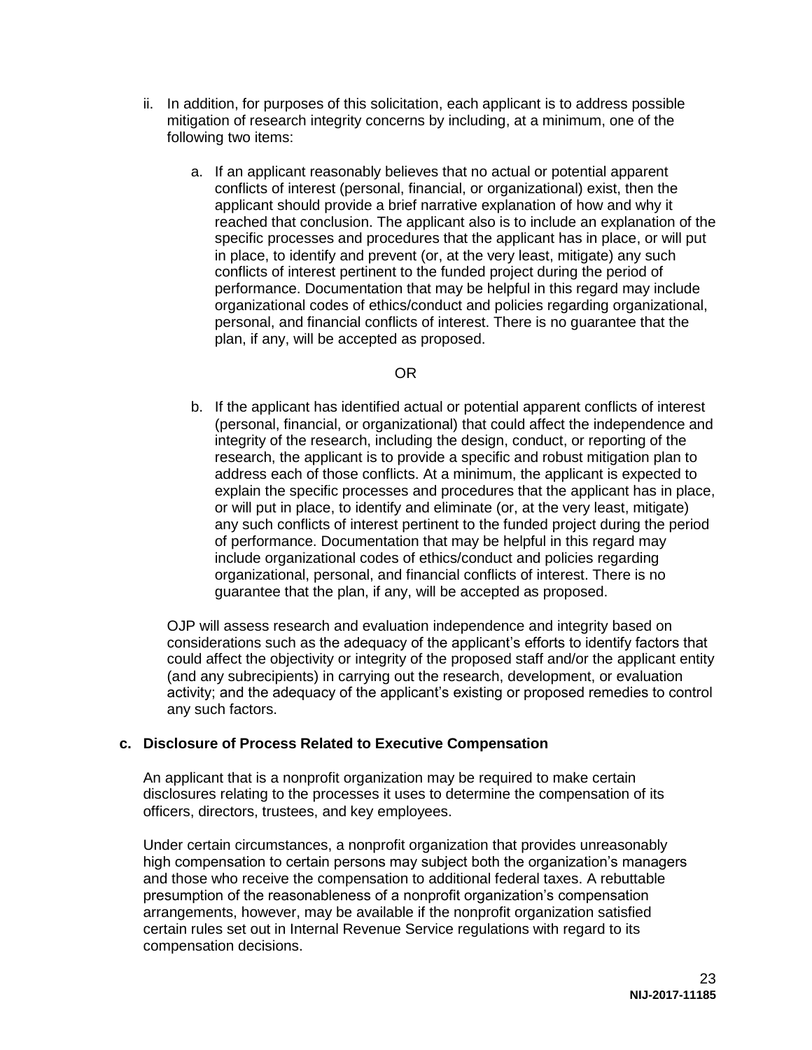ii. In addition, for purposes of this solicitation, each applicant is to address possible mitigation of research integrity concerns by including, at a minimum, one of the following two items:

   a. If an applicant reasonably believes that no actual or potential apparent conflicts of interest (personal, financial, or organizational) exist, then the applicant should provide a brief narrative explanation of how and why it reached that conclusion. The applicant also is to include an explanation of the specific processes and procedures that the applicant has in place, or will put in place, to identify and prevent (or, at the very least, mitigate) any such conflicts of interest pertinent to the funded project during the period of performance. Documentation that may be helpful in this regard may include organizational codes of ethics/conduct and policies regarding organizational, personal, and financial conflicts of interest. There is no guarantee that the plan, if any, will be accepted as proposed.

   OR

   b. If the applicant has identified actual or potential apparent conflicts of interest (personal, financial, or organizational) that could affect the independence and integrity of the research, including the design, conduct, or reporting of the research, the applicant is to provide a specific and robust mitigation plan to address each of those conflicts. At a minimum, the applicant is expected to explain the specific processes and procedures that the applicant has in place, or will put in place, to identify and eliminate (or, at the very least, mitigate) any such conflicts of interest pertinent to the funded project during the period of performance. Documentation that may be helpful in this regard may include organizational codes of ethics/conduct and policies regarding organizational, personal, and financial conflicts of interest. There is no guarantee that the plan, if any, will be accepted as proposed.

OJP will assess research and evaluation independence and integrity based on considerations such as the adequacy of the applicant's efforts to identify factors that could affect the objectivity or integrity of the proposed staff and/or the applicant entity (and any subrecipients) in carrying out the research, development, or evaluation activity; and the adequacy of the applicant's existing or proposed remedies to control any such factors.

**c. Disclosure of Process Related to Executive Compensation**

An applicant that is a nonprofit organization may be required to make certain disclosures relating to the processes it uses to determine the compensation of its officers, directors, trustees, and key employees.

Under certain circumstances, a nonprofit organization that provides unreasonably high compensation to certain persons may subject both the organization's managers and those who receive the compensation to additional federal taxes. A rebuttable presumption of the reasonableness of a nonprofit organization's compensation arrangements, however, may be available if the nonprofit organization satisfied certain rules set out in Internal Revenue Service regulations with regard to its compensation decisions.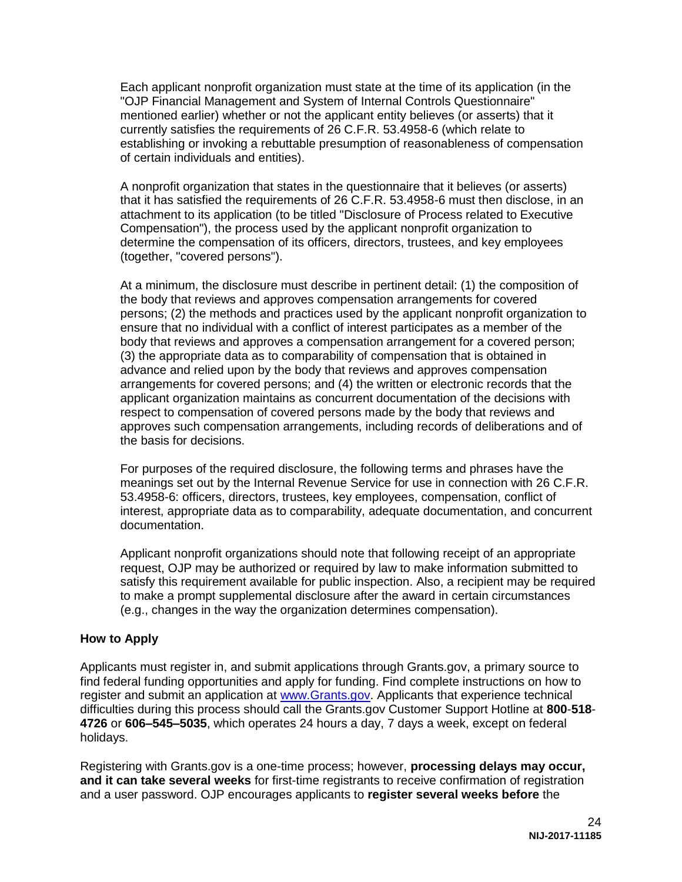Each applicant nonprofit organization must state at the time of its application (in the "OJP Financial Management and System of Internal Controls Questionnaire" mentioned earlier) whether or not the applicant entity believes (or asserts) that it currently satisfies the requirements of 26 C.F.R. 53.4958-6 (which relate to establishing or invoking a rebuttable presumption of reasonableness of compensation of certain individuals and entities).

A nonprofit organization that states in the questionnaire that it believes (or asserts) that it has satisfied the requirements of 26 C.F.R. 53.4958-6 must then disclose, in an attachment to its application (to be titled "Disclosure of Process related to Executive Compensation"), the process used by the applicant nonprofit organization to determine the compensation of its officers, directors, trustees, and key employees (together, "covered persons").

At a minimum, the disclosure must describe in pertinent detail: (1) the composition of the body that reviews and approves compensation arrangements for covered persons; (2) the methods and practices used by the applicant nonprofit organization to ensure that no individual with a conflict of interest participates as a member of the body that reviews and approves a compensation arrangement for a covered person; (3) the appropriate data as to comparability of compensation that is obtained in advance and relied upon by the body that reviews and approves compensation arrangements for covered persons; and (4) the written or electronic records that the applicant organization maintains as concurrent documentation of the decisions with respect to compensation of covered persons made by the body that reviews and approves such compensation arrangements, including records of deliberations and of the basis for decisions.

For purposes of the required disclosure, the following terms and phrases have the meanings set out by the Internal Revenue Service for use in connection with 26 C.F.R. 53.4958-6: officers, directors, trustees, key employees, compensation, conflict of interest, appropriate data as to comparability, adequate documentation, and concurrent documentation.

Applicant nonprofit organizations should note that following receipt of an appropriate request, OJP may be authorized or required by law to make information submitted to satisfy this requirement available for public inspection. Also, a recipient may be required to make a prompt supplemental disclosure after the award in certain circumstances (e.g., changes in the way the organization determines compensation).

### How to Apply

Applicants must register in, and submit applications through Grants.gov, a primary source to find federal funding opportunities and apply for funding. Find complete instructions on how to register and submit an application at www.Grants.gov. Applicants that experience technical difficulties during this process should call the Grants.gov Customer Support Hotline at **800**-**518**-**4726** or **606–545–5035**, which operates 24 hours a day, 7 days a week, except on federal holidays.

Registering with Grants.gov is a one-time process; however, **processing delays may occur, and it can take several weeks** for first-time registrants to receive confirmation of registration and a user password. OJP encourages applicants to **register several weeks before** the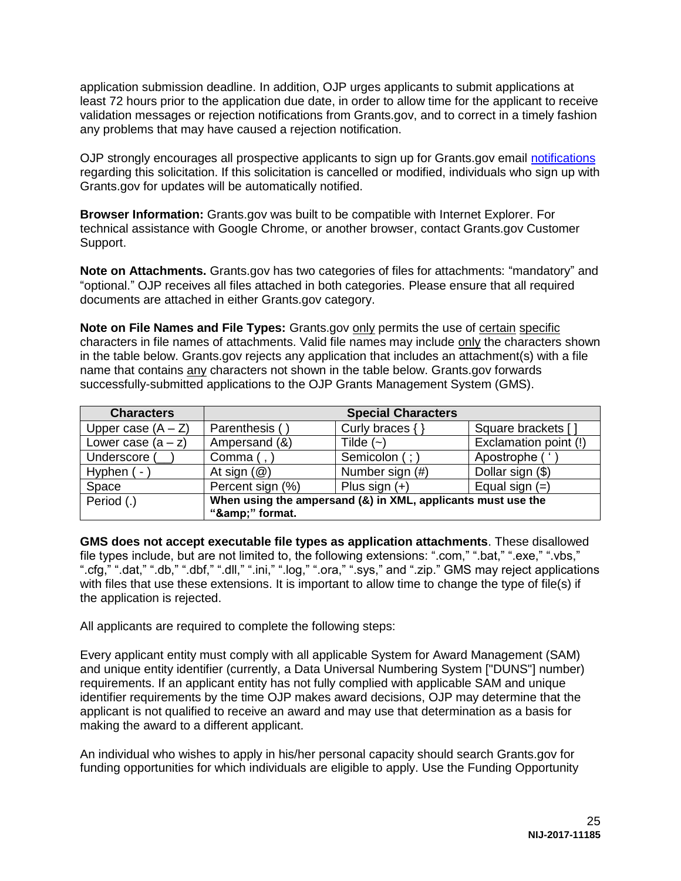application submission deadline. In addition, OJP urges applicants to submit applications at least 72 hours prior to the application due date, in order to allow time for the applicant to receive validation messages or rejection notifications from Grants.gov, and to correct in a timely fashion any problems that may have caused a rejection notification.

OJP strongly encourages all prospective applicants to sign up for Grants.gov email notifications regarding this solicitation. If this solicitation is cancelled or modified, individuals who sign up with Grants.gov for updates will be automatically notified.

**Browser Information:** Grants.gov was built to be compatible with Internet Explorer. For technical assistance with Google Chrome, or another browser, contact Grants.gov Customer Support.

**Note on Attachments.** Grants.gov has two categories of files for attachments: "mandatory" and "optional." OJP receives all files attached in both categories. Please ensure that all required documents are attached in either Grants.gov category.

**Note on File Names and File Types:** Grants.gov only permits the use of certain specific characters in file names of attachments. Valid file names may include only the characters shown in the table below. Grants.gov rejects any application that includes an attachment(s) with a file name that contains any characters not shown in the table below. Grants.gov forwards successfully-submitted applications to the OJP Grants Management System (GMS).

| Characters | Special Characters | | |
|---|---|---|---|
| Upper case (A – Z) | Parenthesis ( ) | Curly braces { } | Square brackets [ ] |
| Lower case (a – z) | Ampersand (&) | Tilde (~) | Exclamation point (!) |
| Underscore (__) | Comma ( , ) | Semicolon ( ; ) | Apostrophe ( ' ) |
| Hyphen ( - ) | At sign (@) | Number sign (#) | Dollar sign ($) |
| Space | Percent sign (%) | Plus sign (+) | Equal sign (=) |
| Period (.) | **When using the ampersand (&) in XML, applicants must use the "&amp;amp;" format.** | | |

**GMS does not accept executable file types as application attachments**. These disallowed file types include, but are not limited to, the following extensions: ".com," ".bat," ".exe," ".vbs," ".cfg," ".dat," ".db," ".dbf," ".dll," ".ini," ".log," ".ora," ".sys," and ".zip." GMS may reject applications with files that use these extensions. It is important to allow time to change the type of file(s) if the application is rejected.

All applicants are required to complete the following steps:

Every applicant entity must comply with all applicable System for Award Management (SAM) and unique entity identifier (currently, a Data Universal Numbering System ["DUNS"] number) requirements. If an applicant entity has not fully complied with applicable SAM and unique identifier requirements by the time OJP makes award decisions, OJP may determine that the applicant is not qualified to receive an award and may use that determination as a basis for making the award to a different applicant.

An individual who wishes to apply in his/her personal capacity should search Grants.gov for funding opportunities for which individuals are eligible to apply. Use the Funding Opportunity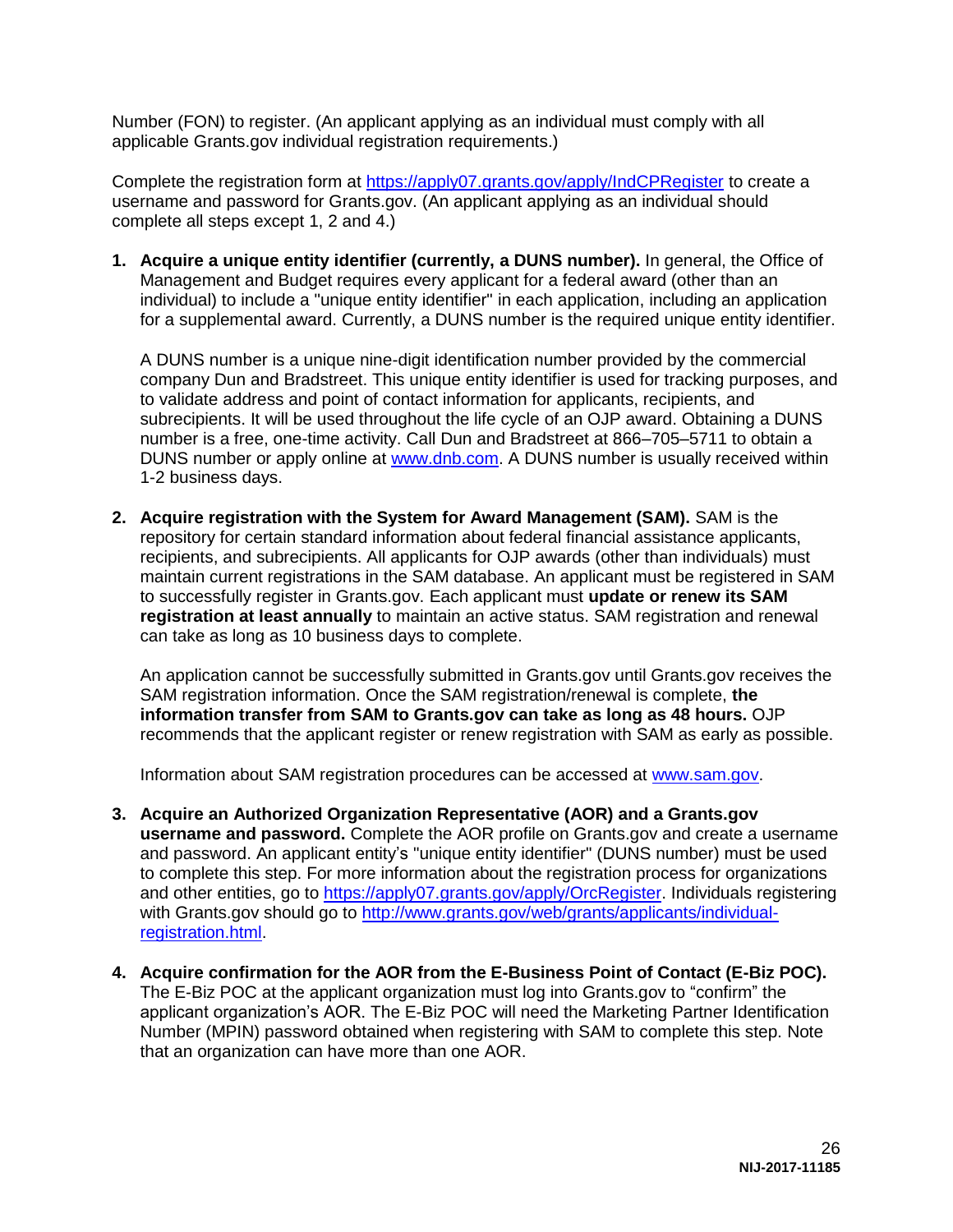Number (FON) to register. (An applicant applying as an individual must comply with all applicable Grants.gov individual registration requirements.)

Complete the registration form at https://apply07.grants.gov/apply/IndCPRegister to create a username and password for Grants.gov. (An applicant applying as an individual should complete all steps except 1, 2 and 4.)

1. **Acquire a unique entity identifier (currently, a DUNS number).** In general, the Office of Management and Budget requires every applicant for a federal award (other than an individual) to include a "unique entity identifier" in each application, including an application for a supplemental award. Currently, a DUNS number is the required unique entity identifier.

   A DUNS number is a unique nine-digit identification number provided by the commercial company Dun and Bradstreet. This unique entity identifier is used for tracking purposes, and to validate address and point of contact information for applicants, recipients, and subrecipients. It will be used throughout the life cycle of an OJP award. Obtaining a DUNS number is a free, one-time activity. Call Dun and Bradstreet at 866–705–5711 to obtain a DUNS number or apply online at www.dnb.com. A DUNS number is usually received within 1-2 business days.

2. **Acquire registration with the System for Award Management (SAM).** SAM is the repository for certain standard information about federal financial assistance applicants, recipients, and subrecipients. All applicants for OJP awards (other than individuals) must maintain current registrations in the SAM database. An applicant must be registered in SAM to successfully register in Grants.gov. Each applicant must **update or renew its SAM registration at least annually** to maintain an active status. SAM registration and renewal can take as long as 10 business days to complete.

   An application cannot be successfully submitted in Grants.gov until Grants.gov receives the SAM registration information. Once the SAM registration/renewal is complete, **the information transfer from SAM to Grants.gov can take as long as 48 hours.** OJP recommends that the applicant register or renew registration with SAM as early as possible.

   Information about SAM registration procedures can be accessed at www.sam.gov.

3. **Acquire an Authorized Organization Representative (AOR) and a Grants.gov username and password.** Complete the AOR profile on Grants.gov and create a username and password. An applicant entity's "unique entity identifier" (DUNS number) must be used to complete this step. For more information about the registration process for organizations and other entities, go to https://apply07.grants.gov/apply/OrcRegister. Individuals registering with Grants.gov should go to http://www.grants.gov/web/grants/applicants/individual-registration.html.

4. **Acquire confirmation for the AOR from the E-Business Point of Contact (E-Biz POC).** The E-Biz POC at the applicant organization must log into Grants.gov to "confirm" the applicant organization's AOR. The E-Biz POC will need the Marketing Partner Identification Number (MPIN) password obtained when registering with SAM to complete this step. Note that an organization can have more than one AOR.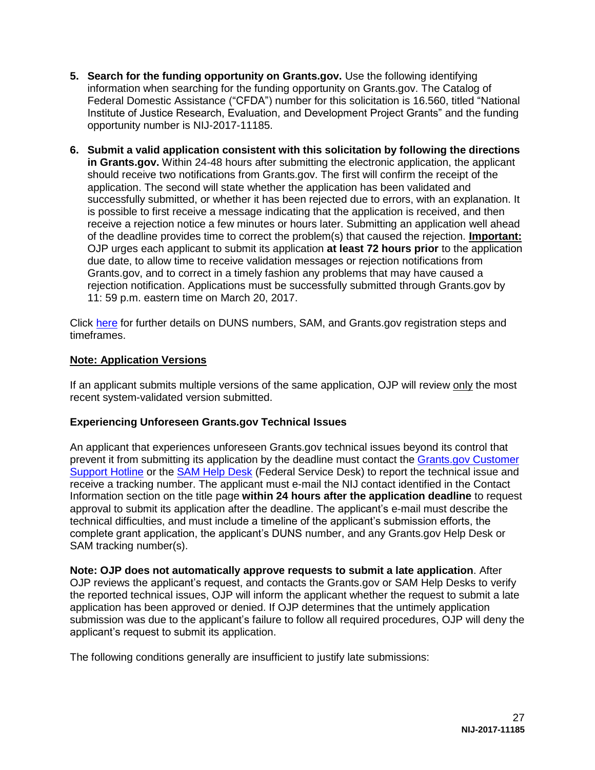5. **Search for the funding opportunity on Grants.gov.** Use the following identifying information when searching for the funding opportunity on Grants.gov. The Catalog of Federal Domestic Assistance ("CFDA") number for this solicitation is 16.560, titled "National Institute of Justice Research, Evaluation, and Development Project Grants" and the funding opportunity number is NIJ-2017-11185.

6. **Submit a valid application consistent with this solicitation by following the directions in Grants.gov.** Within 24-48 hours after submitting the electronic application, the applicant should receive two notifications from Grants.gov. The first will confirm the receipt of the application. The second will state whether the application has been validated and successfully submitted, or whether it has been rejected due to errors, with an explanation. It is possible to first receive a message indicating that the application is received, and then receive a rejection notice a few minutes or hours later. Submitting an application well ahead of the deadline provides time to correct the problem(s) that caused the rejection. **Important:** OJP urges each applicant to submit its application **at least 72 hours prior** to the application due date, to allow time to receive validation messages or rejection notifications from Grants.gov, and to correct in a timely fashion any problems that may have caused a rejection notification. Applications must be successfully submitted through Grants.gov by 11: 59 p.m. eastern time on March 20, 2017.

Click here for further details on DUNS numbers, SAM, and Grants.gov registration steps and timeframes.

**Note: Application Versions**

If an applicant submits multiple versions of the same application, OJP will review only the most recent system-validated version submitted.

**Experiencing Unforeseen Grants.gov Technical Issues**

An applicant that experiences unforeseen Grants.gov technical issues beyond its control that prevent it from submitting its application by the deadline must contact the Grants.gov Customer Support Hotline or the SAM Help Desk (Federal Service Desk) to report the technical issue and receive a tracking number. The applicant must e-mail the NIJ contact identified in the Contact Information section on the title page **within 24 hours after the application deadline** to request approval to submit its application after the deadline. The applicant's e-mail must describe the technical difficulties, and must include a timeline of the applicant's submission efforts, the complete grant application, the applicant's DUNS number, and any Grants.gov Help Desk or SAM tracking number(s).

**Note: OJP does not automatically approve requests to submit a late application**. After OJP reviews the applicant's request, and contacts the Grants.gov or SAM Help Desks to verify the reported technical issues, OJP will inform the applicant whether the request to submit a late application has been approved or denied. If OJP determines that the untimely application submission was due to the applicant's failure to follow all required procedures, OJP will deny the applicant's request to submit its application.

The following conditions generally are insufficient to justify late submissions: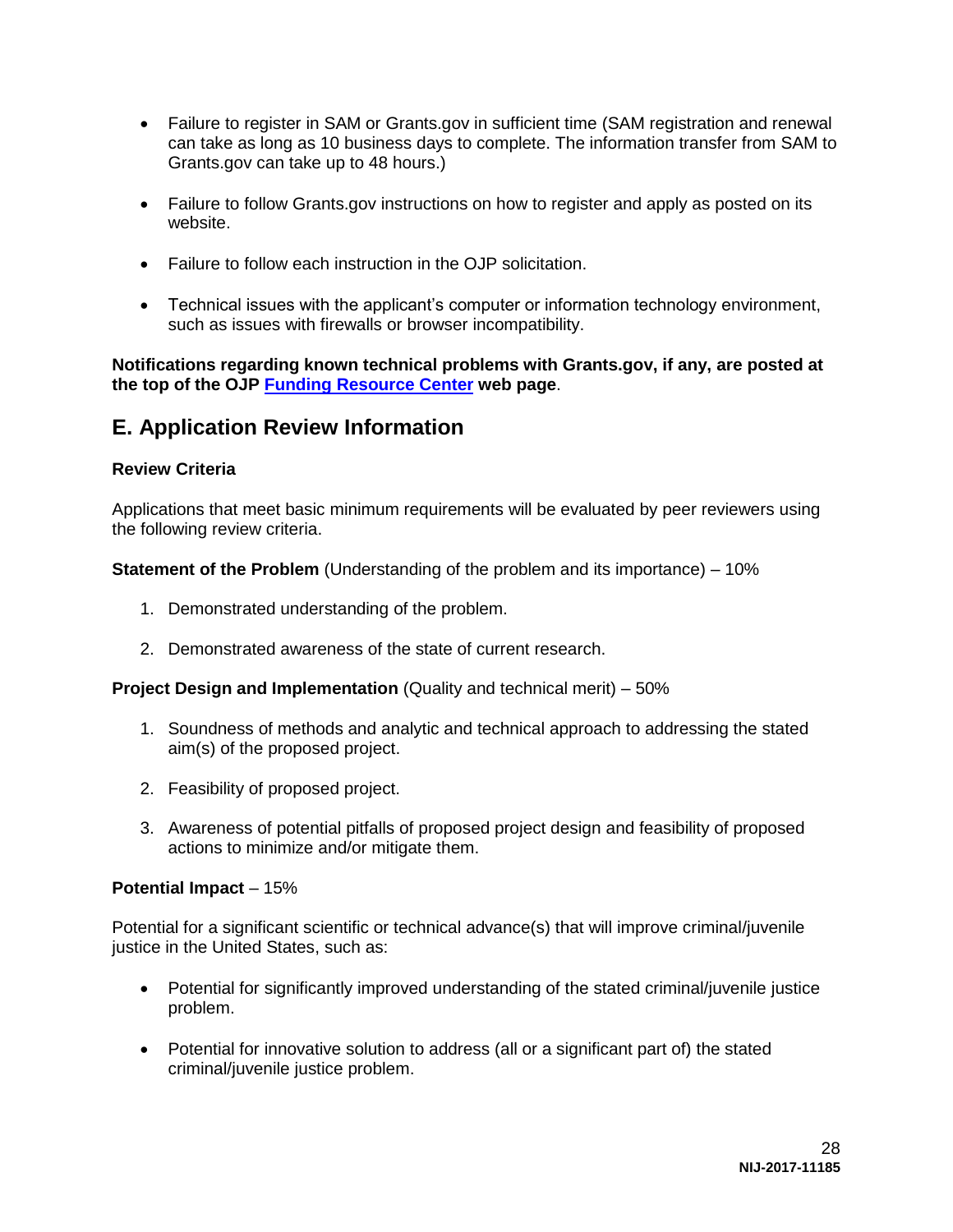- Failure to register in SAM or Grants.gov in sufficient time (SAM registration and renewal can take as long as 10 business days to complete. The information transfer from SAM to Grants.gov can take up to 48 hours.)
- Failure to follow Grants.gov instructions on how to register and apply as posted on its website.
- Failure to follow each instruction in the OJP solicitation.
- Technical issues with the applicant's computer or information technology environment, such as issues with firewalls or browser incompatibility.

**Notifications regarding known technical problems with Grants.gov, if any, are posted at the top of the OJP Funding Resource Center web page**.

## E. Application Review Information

**Review Criteria**

Applications that meet basic minimum requirements will be evaluated by peer reviewers using the following review criteria.

**Statement of the Problem** (Understanding of the problem and its importance) – 10%

1. Demonstrated understanding of the problem.
2. Demonstrated awareness of the state of current research.

**Project Design and Implementation** (Quality and technical merit) – 50%

1. Soundness of methods and analytic and technical approach to addressing the stated aim(s) of the proposed project.
2. Feasibility of proposed project.
3. Awareness of potential pitfalls of proposed project design and feasibility of proposed actions to minimize and/or mitigate them.

**Potential Impact** – 15%

Potential for a significant scientific or technical advance(s) that will improve criminal/juvenile justice in the United States, such as:

- Potential for significantly improved understanding of the stated criminal/juvenile justice problem.
- Potential for innovative solution to address (all or a significant part of) the stated criminal/juvenile justice problem.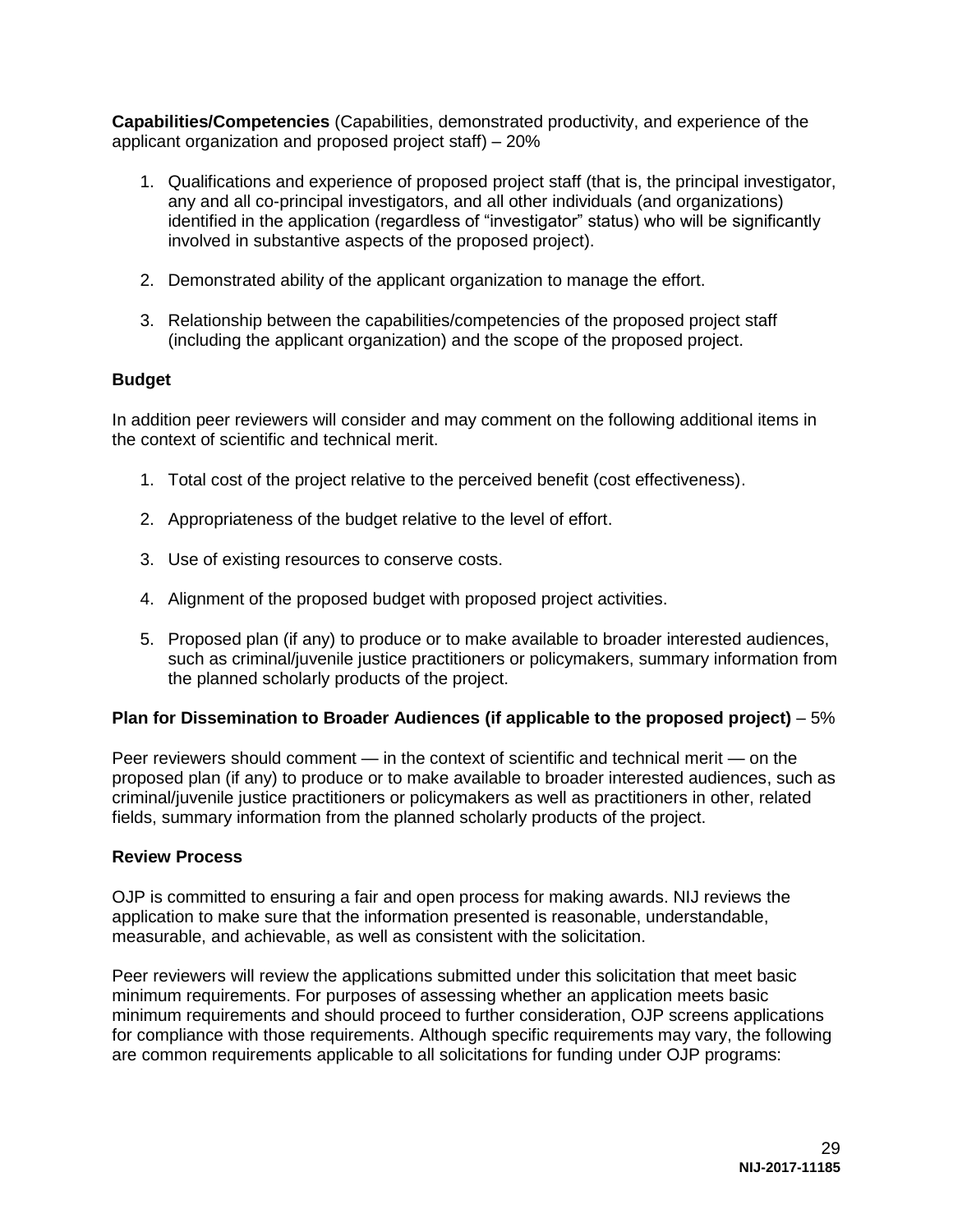**Capabilities/Competencies** (Capabilities, demonstrated productivity, and experience of the applicant organization and proposed project staff) – 20%

1. Qualifications and experience of proposed project staff (that is, the principal investigator, any and all co-principal investigators, and all other individuals (and organizations) identified in the application (regardless of "investigator" status) who will be significantly involved in substantive aspects of the proposed project).

2. Demonstrated ability of the applicant organization to manage the effort.

3. Relationship between the capabilities/competencies of the proposed project staff (including the applicant organization) and the scope of the proposed project.

**Budget**

In addition peer reviewers will consider and may comment on the following additional items in the context of scientific and technical merit.

1. Total cost of the project relative to the perceived benefit (cost effectiveness).

2. Appropriateness of the budget relative to the level of effort.

3. Use of existing resources to conserve costs.

4. Alignment of the proposed budget with proposed project activities.

5. Proposed plan (if any) to produce or to make available to broader interested audiences, such as criminal/juvenile justice practitioners or policymakers, summary information from the planned scholarly products of the project.

**Plan for Dissemination to Broader Audiences (if applicable to the proposed project)** – 5%

Peer reviewers should comment — in the context of scientific and technical merit — on the proposed plan (if any) to produce or to make available to broader interested audiences, such as criminal/juvenile justice practitioners or policymakers as well as practitioners in other, related fields, summary information from the planned scholarly products of the project.

**Review Process**

OJP is committed to ensuring a fair and open process for making awards. NIJ reviews the application to make sure that the information presented is reasonable, understandable, measurable, and achievable, as well as consistent with the solicitation.

Peer reviewers will review the applications submitted under this solicitation that meet basic minimum requirements. For purposes of assessing whether an application meets basic minimum requirements and should proceed to further consideration, OJP screens applications for compliance with those requirements. Although specific requirements may vary, the following are common requirements applicable to all solicitations for funding under OJP programs: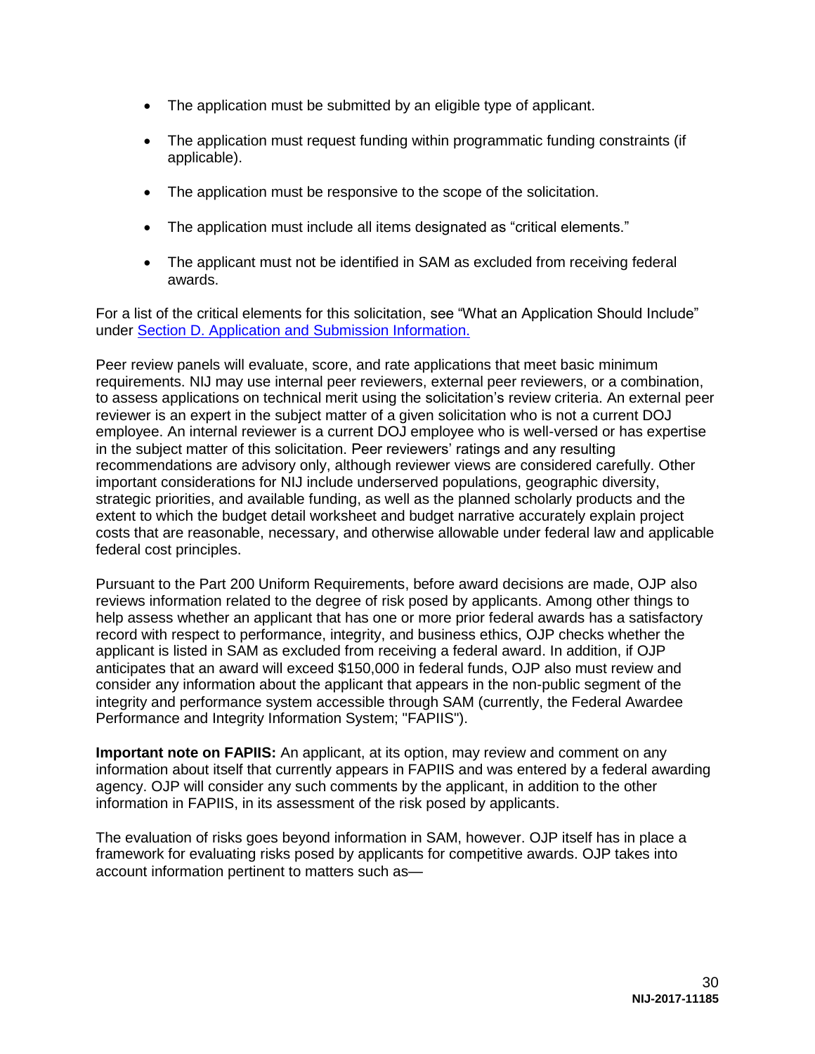- The application must be submitted by an eligible type of applicant.
- The application must request funding within programmatic funding constraints (if applicable).
- The application must be responsive to the scope of the solicitation.
- The application must include all items designated as "critical elements."
- The applicant must not be identified in SAM as excluded from receiving federal awards.

For a list of the critical elements for this solicitation, see "What an Application Should Include" under [Section D. Application and Submission Information.](#)

Peer review panels will evaluate, score, and rate applications that meet basic minimum requirements. NIJ may use internal peer reviewers, external peer reviewers, or a combination, to assess applications on technical merit using the solicitation's review criteria. An external peer reviewer is an expert in the subject matter of a given solicitation who is not a current DOJ employee. An internal reviewer is a current DOJ employee who is well-versed or has expertise in the subject matter of this solicitation. Peer reviewers' ratings and any resulting recommendations are advisory only, although reviewer views are considered carefully. Other important considerations for NIJ include underserved populations, geographic diversity, strategic priorities, and available funding, as well as the planned scholarly products and the extent to which the budget detail worksheet and budget narrative accurately explain project costs that are reasonable, necessary, and otherwise allowable under federal law and applicable federal cost principles.

Pursuant to the Part 200 Uniform Requirements, before award decisions are made, OJP also reviews information related to the degree of risk posed by applicants. Among other things to help assess whether an applicant that has one or more prior federal awards has a satisfactory record with respect to performance, integrity, and business ethics, OJP checks whether the applicant is listed in SAM as excluded from receiving a federal award. In addition, if OJP anticipates that an award will exceed $150,000 in federal funds, OJP also must review and consider any information about the applicant that appears in the non-public segment of the integrity and performance system accessible through SAM (currently, the Federal Awardee Performance and Integrity Information System; "FAPIIS").

**Important note on FAPIIS:** An applicant, at its option, may review and comment on any information about itself that currently appears in FAPIIS and was entered by a federal awarding agency. OJP will consider any such comments by the applicant, in addition to the other information in FAPIIS, in its assessment of the risk posed by applicants.

The evaluation of risks goes beyond information in SAM, however. OJP itself has in place a framework for evaluating risks posed by applicants for competitive awards. OJP takes into account information pertinent to matters such as—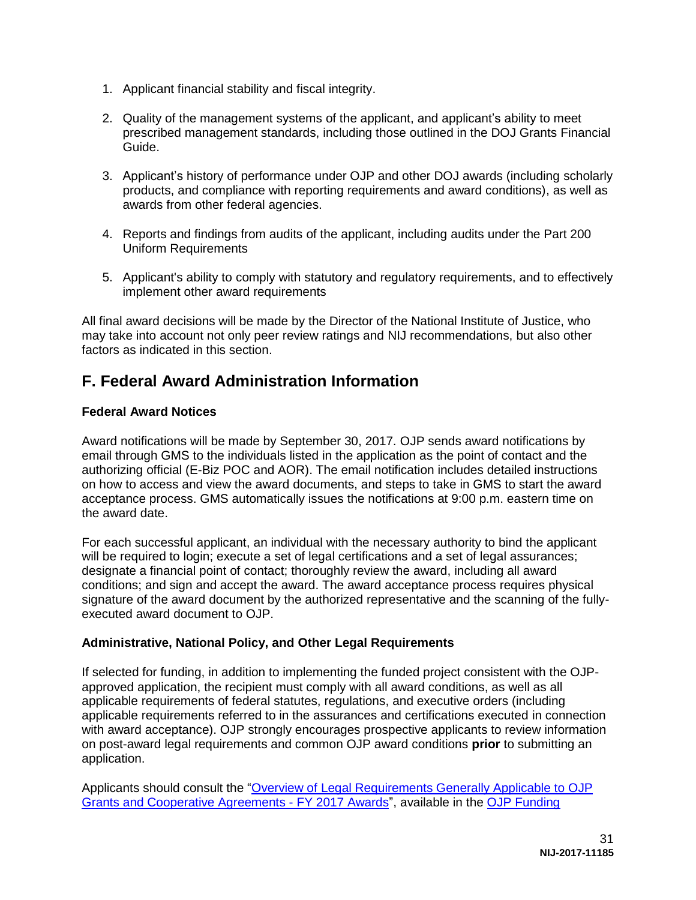1. Applicant financial stability and fiscal integrity.

2. Quality of the management systems of the applicant, and applicant's ability to meet prescribed management standards, including those outlined in the DOJ Grants Financial Guide.

3. Applicant's history of performance under OJP and other DOJ awards (including scholarly products, and compliance with reporting requirements and award conditions), as well as awards from other federal agencies.

4. Reports and findings from audits of the applicant, including audits under the Part 200 Uniform Requirements

5. Applicant's ability to comply with statutory and regulatory requirements, and to effectively implement other award requirements

All final award decisions will be made by the Director of the National Institute of Justice, who may take into account not only peer review ratings and NIJ recommendations, but also other factors as indicated in this section.

## F. Federal Award Administration Information

### Federal Award Notices

Award notifications will be made by September 30, 2017. OJP sends award notifications by email through GMS to the individuals listed in the application as the point of contact and the authorizing official (E-Biz POC and AOR). The email notification includes detailed instructions on how to access and view the award documents, and steps to take in GMS to start the award acceptance process. GMS automatically issues the notifications at 9:00 p.m. eastern time on the award date.

For each successful applicant, an individual with the necessary authority to bind the applicant will be required to login; execute a set of legal certifications and a set of legal assurances; designate a financial point of contact; thoroughly review the award, including all award conditions; and sign and accept the award. The award acceptance process requires physical signature of the award document by the authorized representative and the scanning of the fully-executed award document to OJP.

### Administrative, National Policy, and Other Legal Requirements

If selected for funding, in addition to implementing the funded project consistent with the OJP-approved application, the recipient must comply with all award conditions, as well as all applicable requirements of federal statutes, regulations, and executive orders (including applicable requirements referred to in the assurances and certifications executed in connection with award acceptance). OJP strongly encourages prospective applicants to review information on post-award legal requirements and common OJP award conditions **prior** to submitting an application.

Applicants should consult the "Overview of Legal Requirements Generally Applicable to OJP Grants and Cooperative Agreements - FY 2017 Awards", available in the OJP Funding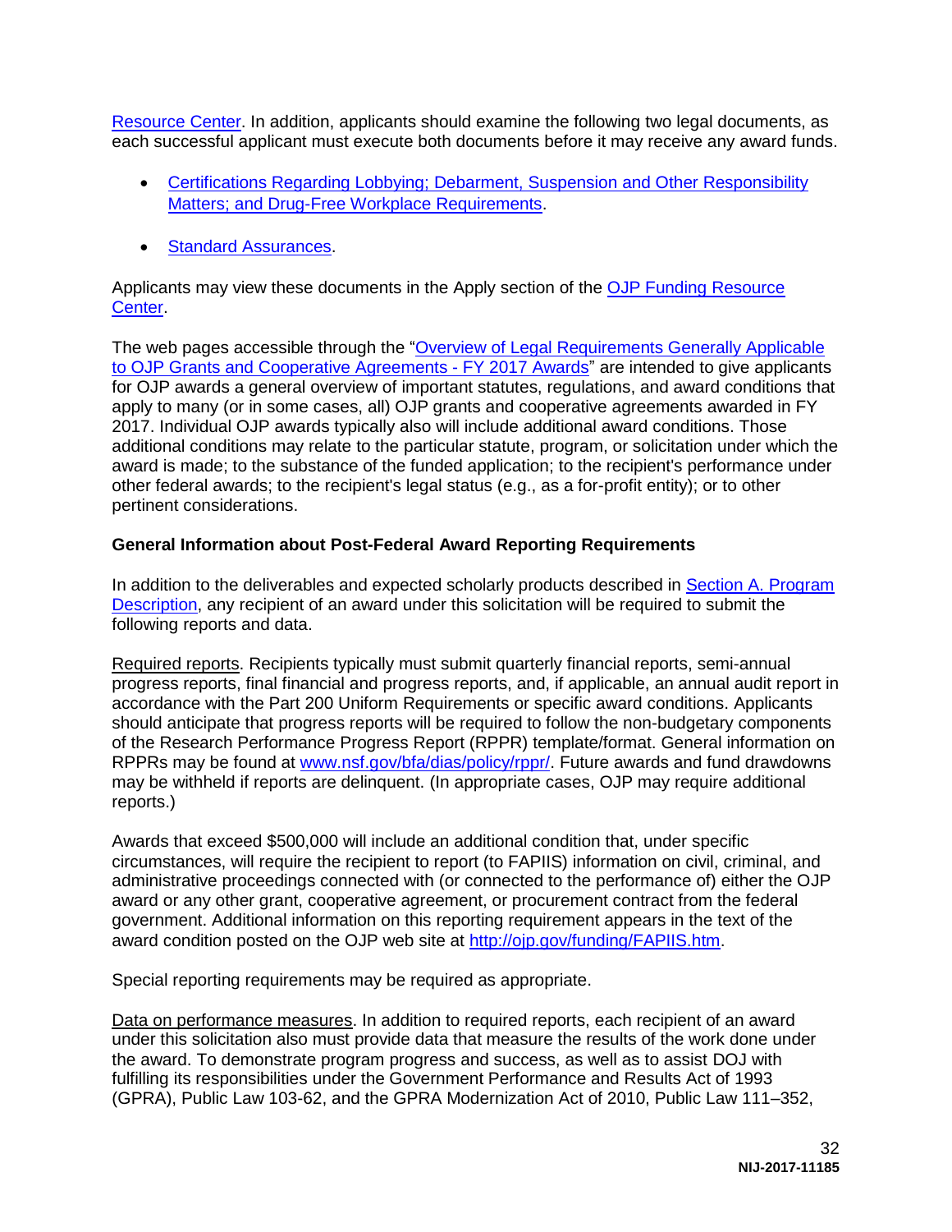Resource Center. In addition, applicants should examine the following two legal documents, as each successful applicant must execute both documents before it may receive any award funds.

- Certifications Regarding Lobbying; Debarment, Suspension and Other Responsibility Matters; and Drug-Free Workplace Requirements.
- Standard Assurances.

Applicants may view these documents in the Apply section of the OJP Funding Resource Center.

The web pages accessible through the "Overview of Legal Requirements Generally Applicable to OJP Grants and Cooperative Agreements - FY 2017 Awards" are intended to give applicants for OJP awards a general overview of important statutes, regulations, and award conditions that apply to many (or in some cases, all) OJP grants and cooperative agreements awarded in FY 2017. Individual OJP awards typically also will include additional award conditions. Those additional conditions may relate to the particular statute, program, or solicitation under which the award is made; to the substance of the funded application; to the recipient's performance under other federal awards; to the recipient's legal status (e.g., as a for-profit entity); or to other pertinent considerations.

**General Information about Post-Federal Award Reporting Requirements**

In addition to the deliverables and expected scholarly products described in Section A. Program Description, any recipient of an award under this solicitation will be required to submit the following reports and data.

Required reports. Recipients typically must submit quarterly financial reports, semi-annual progress reports, final financial and progress reports, and, if applicable, an annual audit report in accordance with the Part 200 Uniform Requirements or specific award conditions. Applicants should anticipate that progress reports will be required to follow the non-budgetary components of the Research Performance Progress Report (RPPR) template/format. General information on RPPRs may be found at www.nsf.gov/bfa/dias/policy/rppr/. Future awards and fund drawdowns may be withheld if reports are delinquent. (In appropriate cases, OJP may require additional reports.)

Awards that exceed $500,000 will include an additional condition that, under specific circumstances, will require the recipient to report (to FAPIIS) information on civil, criminal, and administrative proceedings connected with (or connected to the performance of) either the OJP award or any other grant, cooperative agreement, or procurement contract from the federal government. Additional information on this reporting requirement appears in the text of the award condition posted on the OJP web site at http://ojp.gov/funding/FAPIIS.htm.

Special reporting requirements may be required as appropriate.

Data on performance measures. In addition to required reports, each recipient of an award under this solicitation also must provide data that measure the results of the work done under the award. To demonstrate program progress and success, as well as to assist DOJ with fulfilling its responsibilities under the Government Performance and Results Act of 1993 (GPRA), Public Law 103-62, and the GPRA Modernization Act of 2010, Public Law 111–352,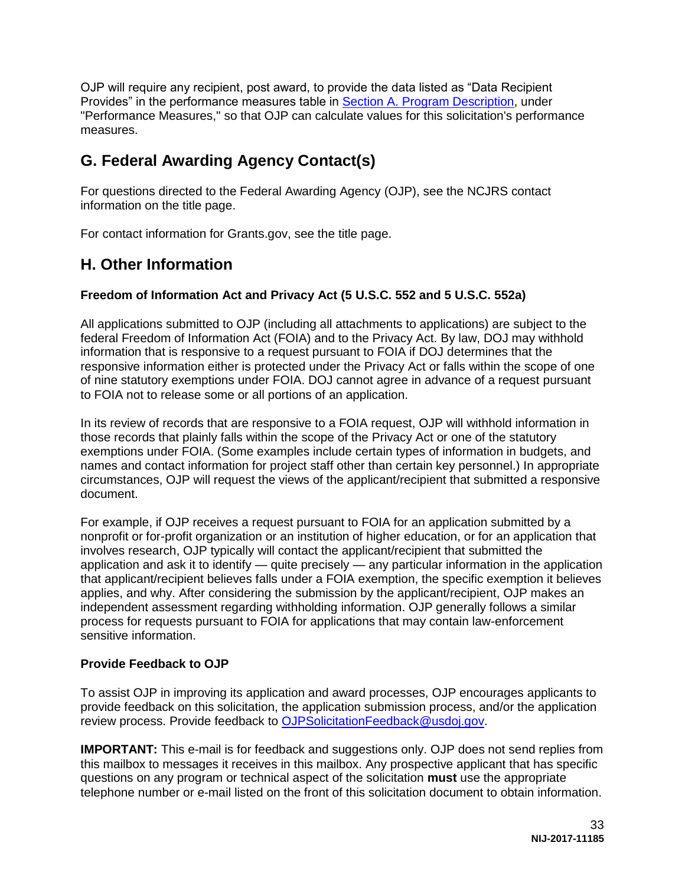OJP will require any recipient, post award, to provide the data listed as "Data Recipient Provides" in the performance measures table in Section A. Program Description, under "Performance Measures," so that OJP can calculate values for this solicitation's performance measures.

## G. Federal Awarding Agency Contact(s)

For questions directed to the Federal Awarding Agency (OJP), see the NCJRS contact information on the title page.

For contact information for Grants.gov, see the title page.

## H. Other Information

**Freedom of Information Act and Privacy Act (5 U.S.C. 552 and 5 U.S.C. 552a)**

All applications submitted to OJP (including all attachments to applications) are subject to the federal Freedom of Information Act (FOIA) and to the Privacy Act. By law, DOJ may withhold information that is responsive to a request pursuant to FOIA if DOJ determines that the responsive information either is protected under the Privacy Act or falls within the scope of one of nine statutory exemptions under FOIA. DOJ cannot agree in advance of a request pursuant to FOIA not to release some or all portions of an application.

In its review of records that are responsive to a FOIA request, OJP will withhold information in those records that plainly falls within the scope of the Privacy Act or one of the statutory exemptions under FOIA. (Some examples include certain types of information in budgets, and names and contact information for project staff other than certain key personnel.) In appropriate circumstances, OJP will request the views of the applicant/recipient that submitted a responsive document.

For example, if OJP receives a request pursuant to FOIA for an application submitted by a nonprofit or for-profit organization or an institution of higher education, or for an application that involves research, OJP typically will contact the applicant/recipient that submitted the application and ask it to identify — quite precisely — any particular information in the application that applicant/recipient believes falls under a FOIA exemption, the specific exemption it believes applies, and why. After considering the submission by the applicant/recipient, OJP makes an independent assessment regarding withholding information. OJP generally follows a similar process for requests pursuant to FOIA for applications that may contain law-enforcement sensitive information.

**Provide Feedback to OJP**

To assist OJP in improving its application and award processes, OJP encourages applicants to provide feedback on this solicitation, the application submission process, and/or the application review process. Provide feedback to OJPSolicitationFeedback@usdoj.gov.

**IMPORTANT:** This e-mail is for feedback and suggestions only. OJP does not send replies from this mailbox to messages it receives in this mailbox. Any prospective applicant that has specific questions on any program or technical aspect of the solicitation **must** use the appropriate telephone number or e-mail listed on the front of this solicitation document to obtain information.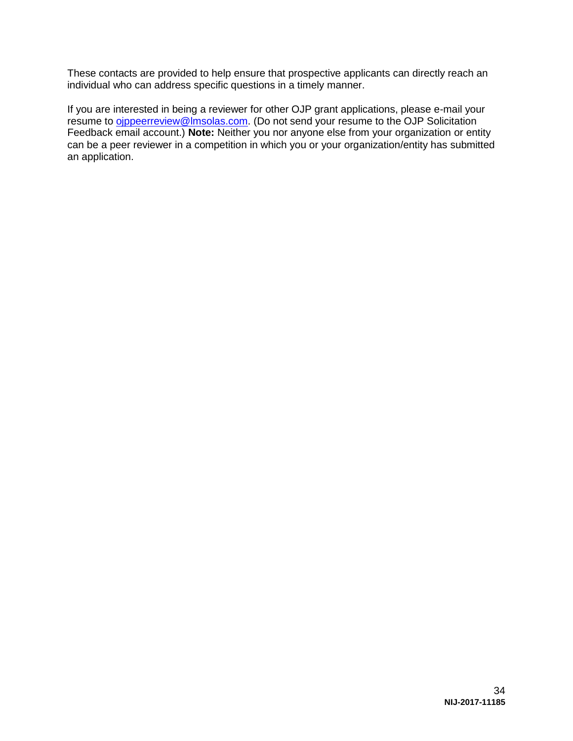These contacts are provided to help ensure that prospective applicants can directly reach an individual who can address specific questions in a timely manner.

If you are interested in being a reviewer for other OJP grant applications, please e-mail your resume to [ojppeerreview@lmsolas.com](mailto:ojppeerreview@lmsolas.com). (Do not send your resume to the OJP Solicitation Feedback email account.) **Note:** Neither you nor anyone else from your organization or entity can be a peer reviewer in a competition in which you or your organization/entity has submitted an application.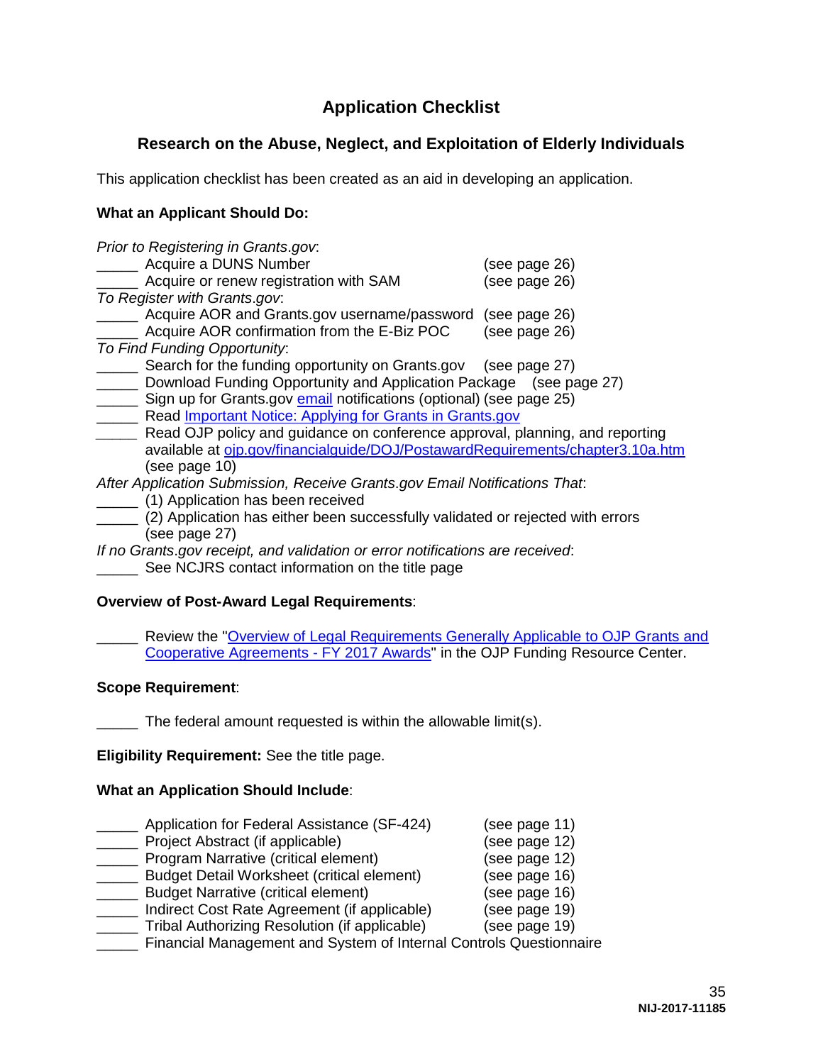# Application Checklist

## Research on the Abuse, Neglect, and Exploitation of Elderly Individuals

This application checklist has been created as an aid in developing an application.

**What an Applicant Should Do:**

*Prior to Registering in Grants.gov*:
_____ Acquire a DUNS Number (see page 26)
_____ Acquire or renew registration with SAM (see page 26)
*To Register with Grants.gov*:
_____ Acquire AOR and Grants.gov username/password (see page 26)
_____ Acquire AOR confirmation from the E-Biz POC (see page 26)
*To Find Funding Opportunity*:
_____ Search for the funding opportunity on Grants.gov (see page 27)
_____ Download Funding Opportunity and Application Package (see page 27)
_____ Sign up for Grants.gov email notifications (optional) (see page 25)
_____ Read Important Notice: Applying for Grants in Grants.gov
_____ Read OJP policy and guidance on conference approval, planning, and reporting available at ojp.gov/financialguide/DOJ/PostawardRequirements/chapter3.10a.htm (see page 10)
*After Application Submission, Receive Grants.gov Email Notifications That*:
_____ (1) Application has been received
_____ (2) Application has either been successfully validated or rejected with errors (see page 27)
*If no Grants.gov receipt, and validation or error notifications are received*:
_____ See NCJRS contact information on the title page

**Overview of Post-Award Legal Requirements**:

_____ Review the "Overview of Legal Requirements Generally Applicable to OJP Grants and Cooperative Agreements - FY 2017 Awards" in the OJP Funding Resource Center.

**Scope Requirement**:

_____ The federal amount requested is within the allowable limit(s).

**Eligibility Requirement:** See the title page.

**What an Application Should Include**:

_____ Application for Federal Assistance (SF-424) (see page 11)
_____ Project Abstract (if applicable) (see page 12)
_____ Program Narrative (critical element) (see page 12)
_____ Budget Detail Worksheet (critical element) (see page 16)
_____ Budget Narrative (critical element) (see page 16)
_____ Indirect Cost Rate Agreement (if applicable) (see page 19)
_____ Tribal Authorizing Resolution (if applicable) (see page 19)
_____ Financial Management and System of Internal Controls Questionnaire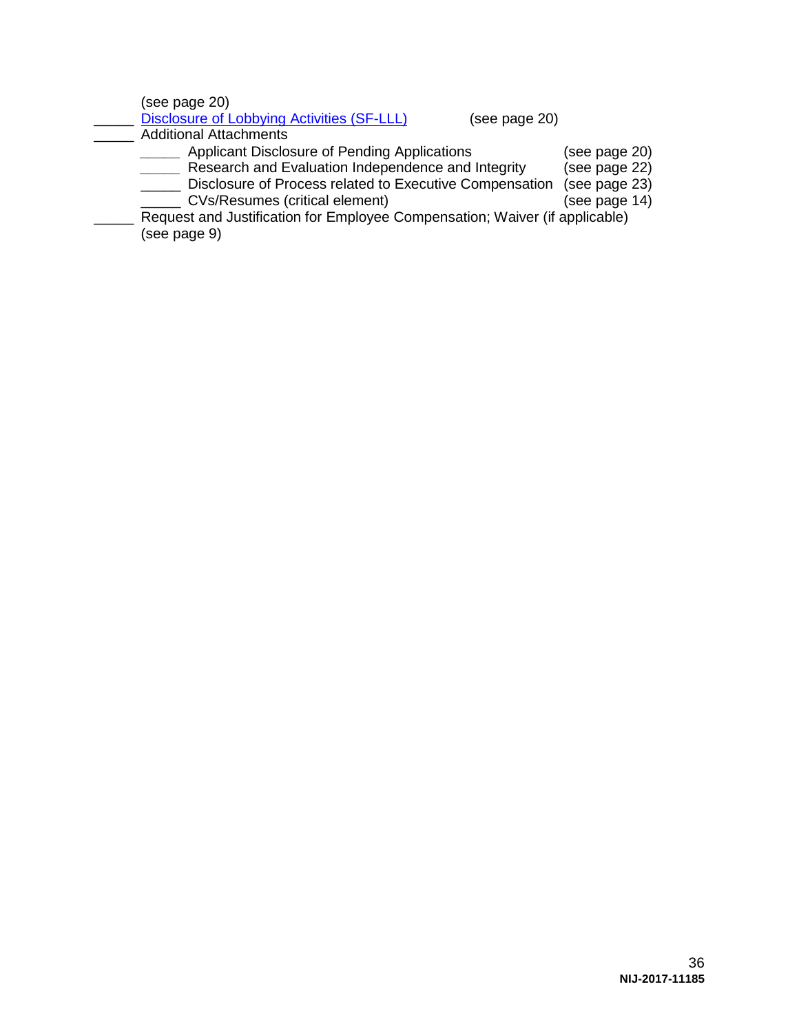(see page 20)

_____ Disclosure of Lobbying Activities (SF-LLL) (see page 20)

_____ Additional Attachments

- _____ Applicant Disclosure of Pending Applications (see page 20)
- _____ Research and Evaluation Independence and Integrity (see page 22)
- _____ Disclosure of Process related to Executive Compensation (see page 23)
- _____ CVs/Resumes (critical element) (see page 14)

_____ Request and Justification for Employee Compensation; Waiver (if applicable) (see page 9)